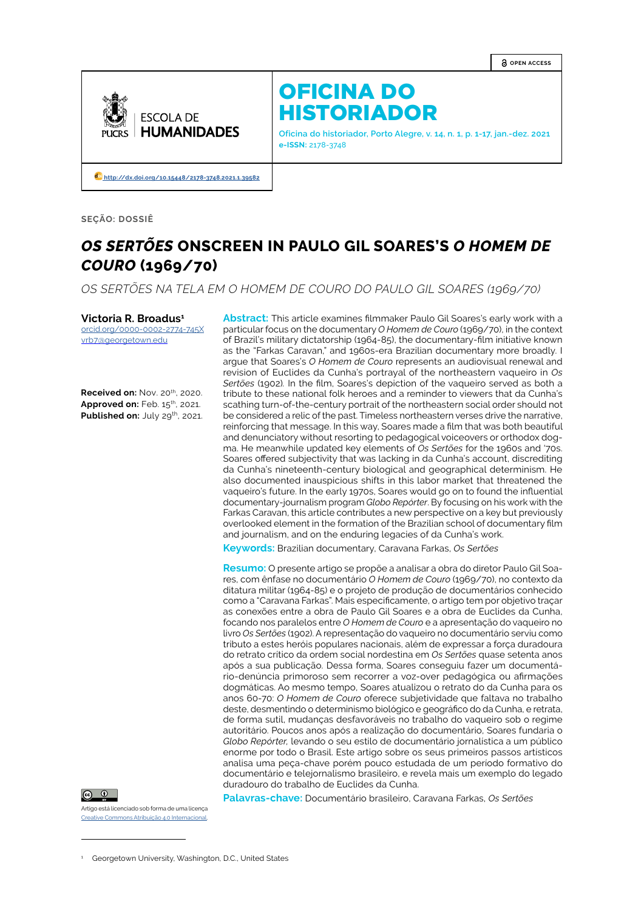OPEN ACCESS

ESCOLA DE HUMANIDADES PUCRS

# OFICINA DO HISTORIADOR

Oficina do historiador, Porto Alegre, v. 14, n. 1, p. 1-17, jan.-dez. 2021
**e-ISSN:** 2178-3748

http://dx.doi.org/10.15448/2178-3748.2021.1.39582

**SEÇÃO: DOSSIÊ**

# *OS SERTÕES* ONSCREEN IN PAULO GIL SOARES'S *O HOMEM DE COURO* (1969/70)

*OS SERTÕES NA TELA EM O HOMEM DE COURO DO PAULO GIL SOARES (1969/70)*

**Victoria R. Broadus**[1]
orcid.org/0000-0002-2774-745X
vrb7@georgetown.edu

**Received on:** Nov. 20th, 2020.
**Approved on:** Feb. 15th, 2021.
**Published on:** July 29th, 2021.

**Abstract:** This article examines filmmaker Paulo Gil Soares's early work with a particular focus on the documentary *O Homem de Couro* (1969/70), in the context of Brazil's military dictatorship (1964-85), the documentary-film initiative known as the "Farkas Caravan," and 1960s-era Brazilian documentary more broadly. I argue that Soares's *O Homem de Couro* represents an audiovisual renewal and revision of Euclides da Cunha's portrayal of the northeastern vaqueiro in *Os Sertões* (1902). In the film, Soares's depiction of the vaqueiro served as both a tribute to these national folk heroes and a reminder to viewers that da Cunha's scathing turn-of-the-century portrait of the northeastern social order should not be considered a relic of the past. Timeless northeastern verses drive the narrative, reinforcing that message. In this way, Soares made a film that was both beautiful and denunciatory without resorting to pedagogical voiceovers or orthodox dogma. He meanwhile updated key elements of *Os Sertões* for the 1960s and '70s. Soares offered subjectivity that was lacking in da Cunha's account, discrediting da Cunha's nineteenth-century biological and geographical determinism. He also documented inauspicious shifts in this labor market that threatened the vaqueiro's future. In the early 1970s, Soares would go on to found the influential documentary-journalism program *Globo Repórter*. By focusing on his work with the Farkas Caravan, this article contributes a new perspective on a key but previously overlooked element in the formation of the Brazilian school of documentary film and journalism, and on the enduring legacies of da Cunha's work.

**Keywords:** Brazilian documentary, Caravana Farkas, *Os Sertões*

**Resumo:** O presente artigo se propõe a analisar a obra do diretor Paulo Gil Soares, com ênfase no documentário *O Homem de Couro* (1969/70), no contexto da ditatura militar (1964-85) e o projeto de produção de documentários conhecido como a "Caravana Farkas". Mais especificamente, o artigo tem por objetivo traçar as conexões entre a obra de Paulo Gil Soares e a obra de Euclides da Cunha, focando nos paralelos entre *O Homem de Couro* e a apresentação do vaqueiro no livro *Os Sertões* (1902). A representação do vaqueiro no documentário serviu como tributo a estes heróis populares nacionais, além de expressar a força duradoura do retrato crítico da ordem social nordestina em *Os Sertões* quase setenta anos após a sua publicação. Dessa forma, Soares conseguiu fazer um documentário-denúncia primoroso sem recorrer a voz-over pedagógica ou afirmações dogmáticas. Ao mesmo tempo, Soares atualizou o retrato do da Cunha para os anos 60-70: *O Homem de Couro* oferece subjetividade que faltava no trabalho deste, desmentindo o determinismo biológico e geográfico do da Cunha, e retrata, de forma sutil, mudanças desfavoráveis no trabalho do vaqueiro sob o regime autoritário. Poucos anos após a realização do documentário, Soares fundaria o *Globo Repórter*, levando o seu estilo de documentário jornalístico a um público enorme por todo o Brasil. Este artigo sobre os seus primeiros passos artísticos analisa uma peça-chave porém pouco estudada de um período formativo do documentário e telejornalismo brasileiro, e revela mais um exemplo do legado duradouro do trabalho de Euclides da Cunha.

**Palavras-chave:** Documentário brasileiro, Caravana Farkas, *Os Sertões*

Artigo está licenciado sob forma de uma licença Creative Commons Atribuição 4.0 Internacional.

[1] Georgetown University, Washington, D.C., United States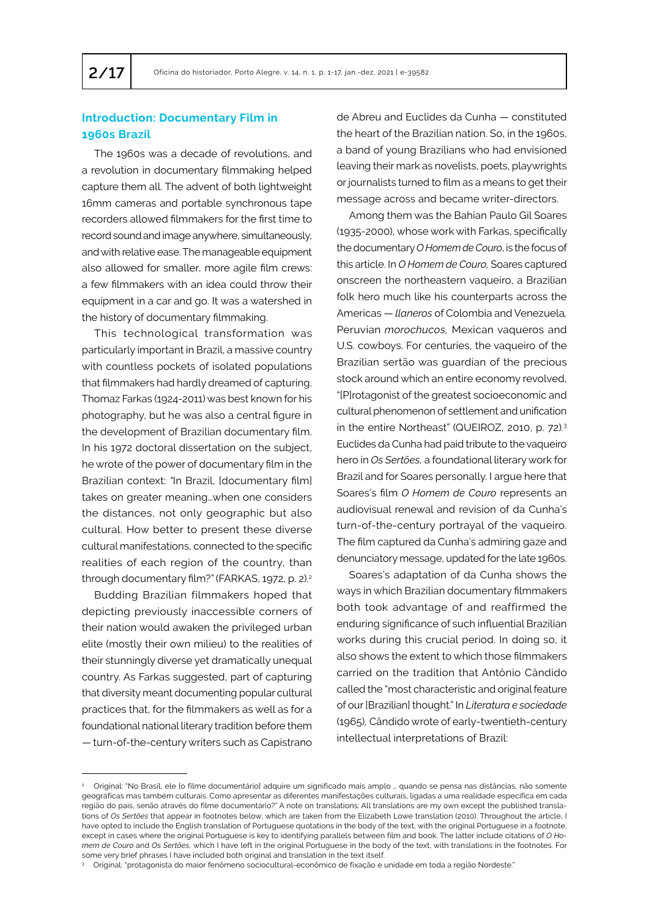## Introduction: Documentary Film in 1960s Brazil

The 1960s was a decade of revolutions, and a revolution in documentary filmmaking helped capture them all. The advent of both lightweight 16mm cameras and portable synchronous tape recorders allowed filmmakers for the first time to record sound and image anywhere, simultaneously, and with relative ease. The manageable equipment also allowed for smaller, more agile film crews: a few filmmakers with an idea could throw their equipment in a car and go. It was a watershed in the history of documentary filmmaking.

This technological transformation was particularly important in Brazil, a massive country with countless pockets of isolated populations that filmmakers had hardly dreamed of capturing. Thomaz Farkas (1924-2011) was best known for his photography, but he was also a central figure in the development of Brazilian documentary film. In his 1972 doctoral dissertation on the subject, he wrote of the power of documentary film in the Brazilian context: "In Brazil, [documentary film] takes on greater meaning…when one considers the distances, not only geographic but also cultural. How better to present these diverse cultural manifestations, connected to the specific realities of each region of the country, than through documentary film?" (FARKAS, 1972, p. 2).[2]

Budding Brazilian filmmakers hoped that depicting previously inaccessible corners of their nation would awaken the privileged urban elite (mostly their own milieu) to the realities of their stunningly diverse yet dramatically unequal country. As Farkas suggested, part of capturing that diversity meant documenting popular cultural practices that, for the filmmakers as well as for a foundational national literary tradition before them — turn-of-the-century writers such as Capistrano de Abreu and Euclides da Cunha — constituted the heart of the Brazilian nation. So, in the 1960s, a band of young Brazilians who had envisioned leaving their mark as novelists, poets, playwrights or journalists turned to film as a means to get their message across and became writer-directors.

Among them was the Bahian Paulo Gil Soares (1935-2000), whose work with Farkas, specifically the documentary *O Homem de Couro*, is the focus of this article. In *O Homem de Couro,* Soares captured onscreen the northeastern vaqueiro, a Brazilian folk hero much like his counterparts across the Americas — *llaneros* of Colombia and Venezuela*,* Peruvian *morochucos,* Mexican vaqueros and U.S. cowboys. For centuries, the vaqueiro of the Brazilian sertão was guardian of the precious stock around which an entire economy revolved, "[P]rotagonist of the greatest socioeconomic and cultural phenomenon of settlement and unification in the entire Northeast" (QUEIROZ, 2010, p. 72).[3] Euclides da Cunha had paid tribute to the vaqueiro hero in *Os Sertões,* a foundational literary work for Brazil and for Soares personally. I argue here that Soares's film *O Homem de Couro* represents an audiovisual renewal and revision of da Cunha's turn-of-the-century portrayal of the vaqueiro. The film captured da Cunha's admiring gaze and denunciatory message, updated for the late 1960s.

Soares's adaptation of da Cunha shows the ways in which Brazilian documentary filmmakers both took advantage of and reaffirmed the enduring significance of such influential Brazilian works during this crucial period. In doing so, it also shows the extent to which those filmmakers carried on the tradition that Antônio Cândido called the "most characteristic and original feature of our [Brazilian] thought." In *Literatura e sociedade* (1965), Cândido wrote of early-twentieth-century intellectual interpretations of Brazil:

---

[2] Original: "No Brasil, ele [o filme documentário] adquire um significado mais amplo … quando se pensa nas distâncias, não somente geográficas mas também culturais. Como apresentar as diferentes manifestações culturais, ligadas a uma realidade específica em cada região do país, senão através do filme documentário?" A note on translations: All translations are my own except the published translations of *Os Sertões* that appear in footnotes below, which are taken from the Elizabeth Lowe translation (2010). Throughout the article, I have opted to include the English translation of Portuguese quotations in the body of the text, with the original Portuguese in a footnote, except in cases where the original Portuguese is key to identifying parallels between film and book. The latter include citations of *O Homem de Couro* and *Os Sertões,* which I have left in the original Portuguese in the body of the text, with translations in the footnotes. For some very brief phrases I have included both original and translation in the text itself.

[3] Original: "protagonista do maior fenômeno sociocultural-econômico de fixação e unidade em toda a região Nordeste."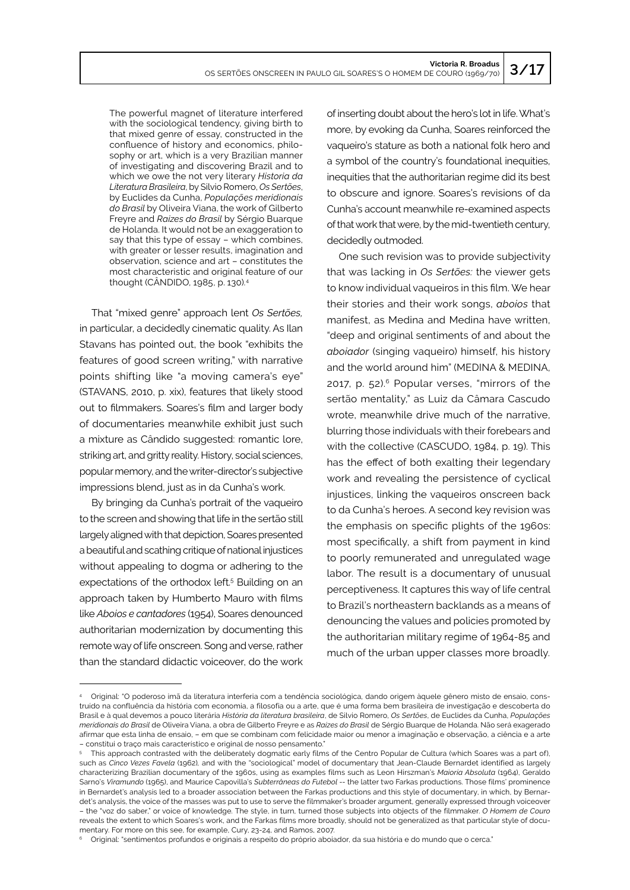> The powerful magnet of literature interfered with the sociological tendency, giving birth to that mixed genre of essay, constructed in the confluence of history and economics, philosophy or art, which is a very Brazilian manner of investigating and discovering Brazil and to which we owe the not very literary *Historia da Literatura Brasileira*, by Silvio Romero, *Os Sertões*, by Euclides da Cunha, *Populações meridionais do Brasil* by Oliveira Viana, the work of Gilberto Freyre and *Raízes do Brasil* by Sérgio Buarque de Holanda. It would not be an exaggeration to say that this type of essay – which combines, with greater or lesser results, imagination and observation, science and art – constitutes the most characteristic and original feature of our thought (CÂNDIDO, 1985, p. 130).[4]

That "mixed genre" approach lent *Os Sertões*, in particular, a decidedly cinematic quality. As Ilan Stavans has pointed out, the book "exhibits the features of good screen writing," with narrative points shifting like "a moving camera's eye" (STAVANS, 2010, p. xix), features that likely stood out to filmmakers. Soares's film and larger body of documentaries meanwhile exhibit just such a mixture as Cândido suggested: romantic lore, striking art, and gritty reality. History, social sciences, popular memory, and the writer-director's subjective impressions blend, just as in da Cunha's work.

By bringing da Cunha's portrait of the vaqueiro to the screen and showing that life in the sertão still largely aligned with that depiction, Soares presented a beautiful and scathing critique of national injustices without appealing to dogma or adhering to the expectations of the orthodox left.[5] Building on an approach taken by Humberto Mauro with films like *Aboios e cantadores* (1954), Soares denounced authoritarian modernization by documenting this remote way of life onscreen. Song and verse, rather than the standard didactic voiceover, do the work of inserting doubt about the hero's lot in life. What's more, by evoking da Cunha, Soares reinforced the vaqueiro's stature as both a national folk hero and a symbol of the country's foundational inequities, inequities that the authoritarian regime did its best to obscure and ignore. Soares's revisions of da Cunha's account meanwhile re-examined aspects of that work that were, by the mid-twentieth century, decidedly outmoded.

One such revision was to provide subjectivity that was lacking in *Os Sertões:* the viewer gets to know individual vaqueiros in this film. We hear their stories and their work songs, *aboios* that manifest, as Medina and Medina have written, "deep and original sentiments of and about the *aboiador* (singing vaqueiro) himself, his history and the world around him" (MEDINA & MEDINA, 2017, p. 52).[6] Popular verses, "mirrors of the sertão mentality," as Luiz da Câmara Cascudo wrote, meanwhile drive much of the narrative, blurring those individuals with their forebears and with the collective (CASCUDO, 1984, p. 19). This has the effect of both exalting their legendary work and revealing the persistence of cyclical injustices, linking the vaqueiros onscreen back to da Cunha's heroes. A second key revision was the emphasis on specific plights of the 1960s: most specifically, a shift from payment in kind to poorly remunerated and unregulated wage labor. The result is a documentary of unusual perceptiveness. It captures this way of life central to Brazil's northeastern backlands as a means of denouncing the values and policies promoted by the authoritarian military regime of 1964-85 and much of the urban upper classes more broadly.

---

[4] Original: "O poderoso imã da literatura interferia com a tendência sociológica, dando origem àquele gênero misto de ensaio, construído na confluência da história com economia, a filosofia ou a arte, que é uma forma bem brasileira de investigação e descoberta do Brasil e à qual devemos a pouco literária *História da literatura brasileira*, de Silvio Romero, *Os Sertões*, de Euclides da Cunha, *Populações meridionais do Brasil* de Oliveira Viana, a obra de Gilberto Freyre e as *Raízes do Brasil* de Sérgio Buarque de Holanda. Não será exagerado afirmar que esta linha de ensaio, – em que se combinam com felicidade maior ou menor a imaginação e observação, a ciência e a arte – constitui o traço mais característico e original de nosso pensamento."

[5] This approach contrasted with the deliberately dogmatic early films of the Centro Popular de Cultura (which Soares was a part of), such as *Cinco Vezes Favela* (1962), and with the "sociological" model of documentary that Jean-Claude Bernardet identified as largely characterizing Brazilian documentary of the 1960s, using as examples films such as Leon Hirszman's *Maioria Absoluta* (1964), Geraldo Sarno's *Viramundo* (1965), and Maurice Capovilla's *Subterrâneas do Futebol* -- the latter two Farkas productions. Those films' prominence in Bernardet's analysis led to a broader association between the Farkas productions and this style of documentary, in which, by Bernardet's analysis, the voice of the masses was put to use to serve the filmmaker's broader argument, generally expressed through voiceover – the "voz do saber," or voice of knowledge. The style, in turn, turned those subjects into objects of the filmmaker. *O Homem de Couro* reveals the extent to which Soares's work, and the Farkas films more broadly, should not be generalized as that particular style of documentary. For more on this see, for example, Cury, 23-24, and Ramos, 2007.

[6] Original: "sentimentos profundos e originais a respeito do próprio aboiador, da sua história e do mundo que o cerca."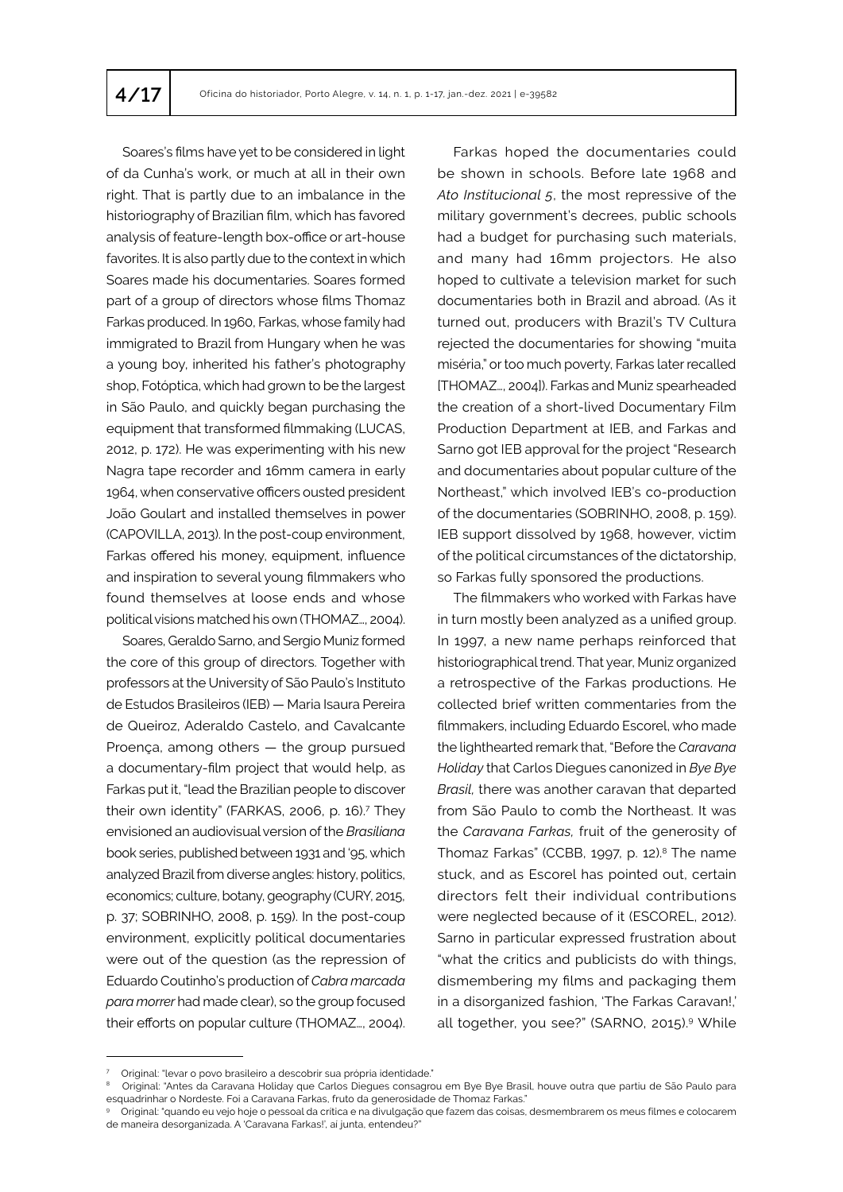Soares's films have yet to be considered in light of da Cunha's work, or much at all in their own right. That is partly due to an imbalance in the historiography of Brazilian film, which has favored analysis of feature-length box-office or art-house favorites. It is also partly due to the context in which Soares made his documentaries. Soares formed part of a group of directors whose films Thomaz Farkas produced. In 1960, Farkas, whose family had immigrated to Brazil from Hungary when he was a young boy, inherited his father's photography shop, Fotóptica, which had grown to be the largest in São Paulo, and quickly began purchasing the equipment that transformed filmmaking (LUCAS, 2012, p. 172). He was experimenting with his new Nagra tape recorder and 16mm camera in early 1964, when conservative officers ousted president João Goulart and installed themselves in power (CAPOVILLA, 2013). In the post-coup environment, Farkas offered his money, equipment, influence and inspiration to several young filmmakers who found themselves at loose ends and whose political visions matched his own (THOMAZ..., 2004).

Soares, Geraldo Sarno, and Sergio Muniz formed the core of this group of directors. Together with professors at the University of São Paulo's Instituto de Estudos Brasileiros (IEB) — Maria Isaura Pereira de Queiroz, Aderaldo Castelo, and Cavalcante Proença, among others — the group pursued a documentary-film project that would help, as Farkas put it, "lead the Brazilian people to discover their own identity" (FARKAS, 2006, p. 16).[7] They envisioned an audiovisual version of the *Brasiliana* book series, published between 1931 and '95, which analyzed Brazil from diverse angles: history, politics, economics; culture, botany, geography (CURY, 2015, p. 37; SOBRINHO, 2008, p. 159). In the post-coup environment, explicitly political documentaries were out of the question (as the repression of Eduardo Coutinho's production of *Cabra marcada para morrer* had made clear), so the group focused their efforts on popular culture (THOMAZ..., 2004).

Farkas hoped the documentaries could be shown in schools. Before late 1968 and *Ato Institucional 5*, the most repressive of the military government's decrees, public schools had a budget for purchasing such materials, and many had 16mm projectors. He also hoped to cultivate a television market for such documentaries both in Brazil and abroad. (As it turned out, producers with Brazil's TV Cultura rejected the documentaries for showing "muita miséria," or too much poverty, Farkas later recalled [THOMAZ..., 2004]). Farkas and Muniz spearheaded the creation of a short-lived Documentary Film Production Department at IEB, and Farkas and Sarno got IEB approval for the project "Research and documentaries about popular culture of the Northeast," which involved IEB's co-production of the documentaries (SOBRINHO, 2008, p. 159). IEB support dissolved by 1968, however, victim of the political circumstances of the dictatorship, so Farkas fully sponsored the productions.

The filmmakers who worked with Farkas have in turn mostly been analyzed as a unified group. In 1997, a new name perhaps reinforced that historiographical trend. That year, Muniz organized a retrospective of the Farkas productions. He collected brief written commentaries from the filmmakers, including Eduardo Escorel, who made the lighthearted remark that, "Before the *Caravana Holiday* that Carlos Diegues canonized in *Bye Bye Brasil*, there was another caravan that departed from São Paulo to comb the Northeast. It was the *Caravana Farkas*, fruit of the generosity of Thomaz Farkas" (CCBB, 1997, p. 12).[8] The name stuck, and as Escorel has pointed out, certain directors felt their individual contributions were neglected because of it (ESCOREL, 2012). Sarno in particular expressed frustration about "what the critics and publicists do with things, dismembering my films and packaging them in a disorganized fashion, 'The Farkas Caravan!,' all together, you see?" (SARNO, 2015).[9] While

---

[7] Original: "levar o povo brasileiro a descobrir sua própria identidade."

[8] Original: "Antes da Caravana Holiday que Carlos Diegues consagrou em Bye Bye Brasil, houve outra que partiu de São Paulo para esquadrinhar o Nordeste. Foi a Caravana Farkas, fruto da generosidade de Thomaz Farkas."

[9] Original: "quando eu vejo hoje o pessoal da crítica e na divulgação que fazem das coisas, desmembrarem os meus filmes e colocarem de maneira desorganizada. A 'Caravana Farkas!', aí junta, entendeu?"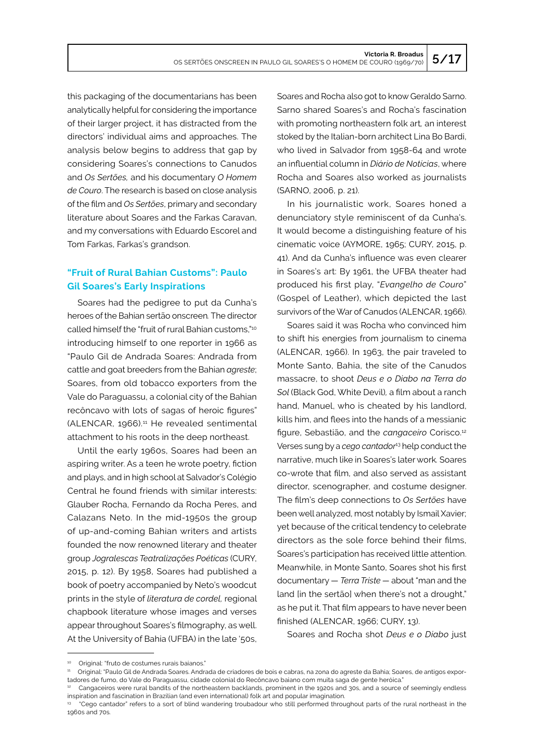this packaging of the documentarians has been analytically helpful for considering the importance of their larger project, it has distracted from the directors' individual aims and approaches. The analysis below begins to address that gap by considering Soares's connections to Canudos and *Os Sertões,* and his documentary *O Homem de Couro*. The research is based on close analysis of the film and *Os Sertões*, primary and secondary literature about Soares and the Farkas Caravan, and my conversations with Eduardo Escorel and Tom Farkas, Farkas's grandson.

## "Fruit of Rural Bahian Customs": Paulo Gil Soares's Early Inspirations

Soares had the pedigree to put da Cunha's heroes of the Bahian sertão onscreen. The director called himself the "fruit of rural Bahian customs,"[10] introducing himself to one reporter in 1966 as "Paulo Gil de Andrada Soares: Andrada from cattle and goat breeders from the Bahian *agreste*; Soares, from old tobacco exporters from the Vale do Paraguassu, a colonial city of the Bahian recôncavo with lots of sagas of heroic figures" (ALENCAR, 1966).[11] He revealed sentimental attachment to his roots in the deep northeast.

Until the early 1960s, Soares had been an aspiring writer. As a teen he wrote poetry, fiction and plays, and in high school at Salvador's Colégio Central he found friends with similar interests: Glauber Rocha, Fernando da Rocha Peres, and Calazans Neto. In the mid-1950s the group of up-and-coming Bahian writers and artists founded the now renowned literary and theater group *Jogralescas Teatralizações Poéticas* (CURY, 2015, p. 12). By 1958, Soares had published a book of poetry accompanied by Neto's woodcut prints in the style of *literatura de cordel,* regional chapbook literature whose images and verses appear throughout Soares's filmography, as well. At the University of Bahia (UFBA) in the late '50s, Soares and Rocha also got to know Geraldo Sarno. Sarno shared Soares's and Rocha's fascination with promoting northeastern folk art, an interest stoked by the Italian-born architect Lina Bo Bardi, who lived in Salvador from 1958-64 and wrote an influential column in *Diário de Notícias*, where Rocha and Soares also worked as journalists (SARNO, 2006, p. 21).

In his journalistic work, Soares honed a denunciatory style reminiscent of da Cunha's. It would become a distinguishing feature of his cinematic voice (AYMORE, 1965; CURY, 2015, p. 41). And da Cunha's influence was even clearer in Soares's art: By 1961, the UFBA theater had produced his first play, "*Evangelho de Couro*" (Gospel of Leather), which depicted the last survivors of the War of Canudos (ALENCAR, 1966).

Soares said it was Rocha who convinced him to shift his energies from journalism to cinema (ALENCAR, 1966). In 1963, the pair traveled to Monte Santo, Bahia, the site of the Canudos massacre, to shoot *Deus e o Diabo na Terra do Sol* (Black God, White Devil), a film about a ranch hand, Manuel, who is cheated by his landlord, kills him, and flees into the hands of a messianic figure, Sebastião, and the *cangaceiro* Corisco.[12] Verses sung by a *cego cantador*[13] help conduct the narrative, much like in Soares's later work. Soares co-wrote that film, and also served as assistant director, scenographer, and costume designer. The film's deep connections to *Os Sertões* have been well analyzed, most notably by Ismail Xavier; yet because of the critical tendency to celebrate directors as the sole force behind their films, Soares's participation has received little attention. Meanwhile, in Monte Santo, Soares shot his first documentary — *Terra Triste* — about "man and the land [in the sertão] when there's not a drought," as he put it. That film appears to have never been finished (ALENCAR, 1966; CURY, 13).

Soares and Rocha shot *Deus e o Diabo* just

---

[10] Original: "fruto de costumes rurais baianos."

[11] Original: "Paulo Gil de Andrada Soares. Andrada de criadores de bois e cabras, na zona do agreste da Bahia; Soares, de antigos exportadores de fumo, do Vale do Paraguassu, cidade colonial do Recôncavo baiano com muita saga de gente heróica."

[12] Cangaceiros were rural bandits of the northeastern backlands, prominent in the 1920s and 30s, and a source of seemingly endless inspiration and fascination in Brazilian (and even international) folk art and popular imagination.

[13] "Cego cantador" refers to a sort of blind wandering troubadour who still performed throughout parts of the rural northeast in the 1960s and 70s.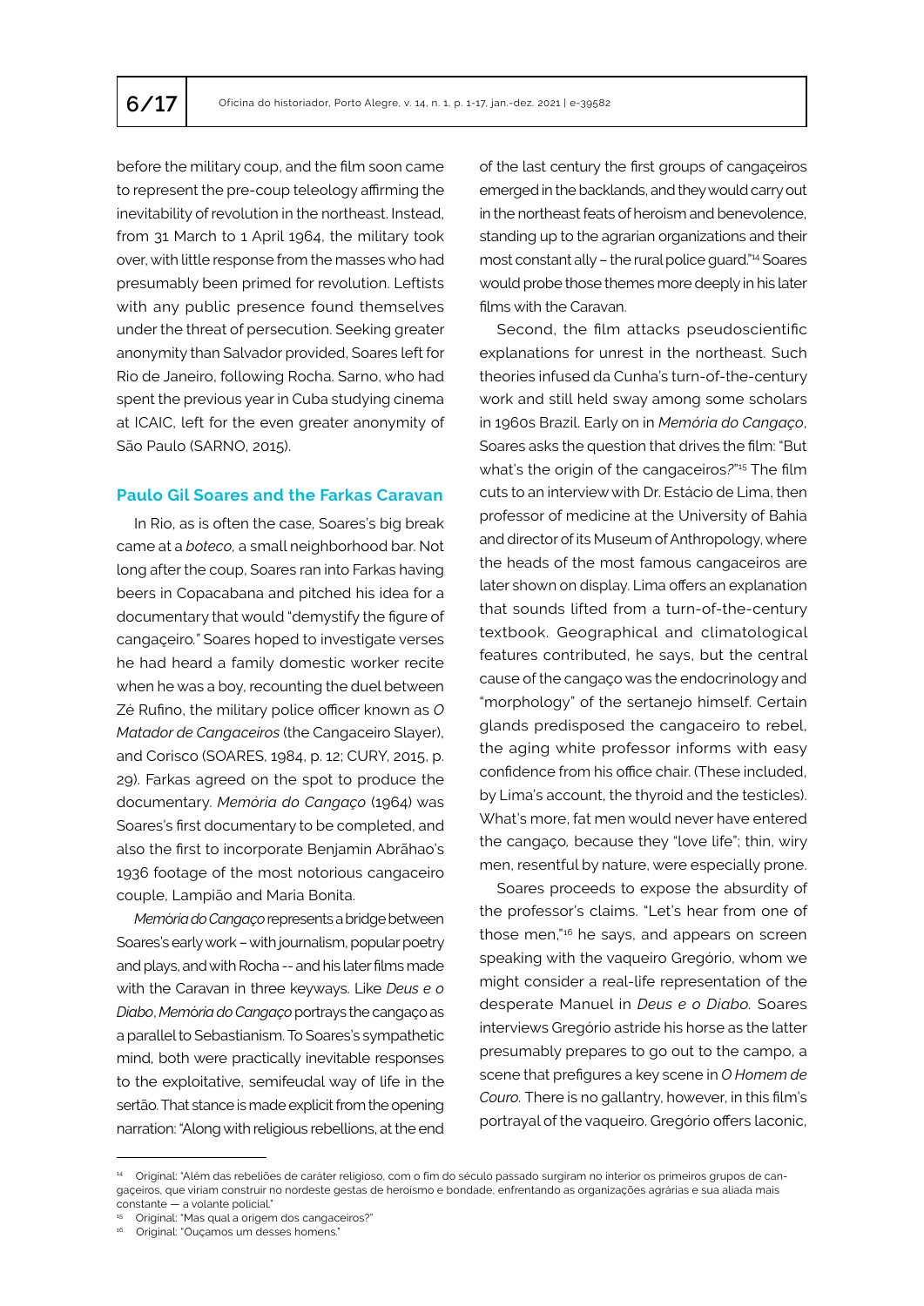before the military coup, and the film soon came to represent the pre-coup teleology affirming the inevitability of revolution in the northeast. Instead, from 31 March to 1 April 1964, the military took over, with little response from the masses who had presumably been primed for revolution. Leftists with any public presence found themselves under the threat of persecution. Seeking greater anonymity than Salvador provided, Soares left for Rio de Janeiro, following Rocha. Sarno, who had spent the previous year in Cuba studying cinema at ICAIC, left for the even greater anonymity of São Paulo (SARNO, 2015).

## Paulo Gil Soares and the Farkas Caravan

In Rio, as is often the case, Soares's big break came at a *boteco*, a small neighborhood bar. Not long after the coup, Soares ran into Farkas having beers in Copacabana and pitched his idea for a documentary that would "demystify the figure of cangaçeiro." Soares hoped to investigate verses he had heard a family domestic worker recite when he was a boy, recounting the duel between Zé Rufino, the military police officer known as *O Matador de Cangaceiros* (the Cangaceiro Slayer), and Corisco (SOARES, 1984, p. 12; CURY, 2015, p. 29). Farkas agreed on the spot to produce the documentary. *Memória do Cangaço* (1964) was Soares's first documentary to be completed, and also the first to incorporate Benjamin Abrãhao's 1936 footage of the most notorious cangaceiro couple, Lampião and Maria Bonita.

*Memória do Cangaço* represents a bridge between Soares's early work – with journalism, popular poetry and plays, and with Rocha -- and his later films made with the Caravan in three keyways. Like *Deus e o Diabo*, *Memória do Cangaço* portrays the cangaço as a parallel to Sebastianism. To Soares's sympathetic mind, both were practically inevitable responses to the exploitative, semifeudal way of life in the sertão. That stance is made explicit from the opening narration: "Along with religious rebellions, at the end of the last century the first groups of cangaçeiros emerged in the backlands, and they would carry out in the northeast feats of heroism and benevolence, standing up to the agrarian organizations and their most constant ally – the rural police guard."[14] Soares would probe those themes more deeply in his later films with the Caravan.

Second, the film attacks pseudoscientific explanations for unrest in the northeast. Such theories infused da Cunha's turn-of-the-century work and still held sway among some scholars in 1960s Brazil. Early on in *Memória do Cangaço*, Soares asks the question that drives the film: "But what's the origin of the cangaceiros?"[15] The film cuts to an interview with Dr. Estácio de Lima, then professor of medicine at the University of Bahia and director of its Museum of Anthropology, where the heads of the most famous cangaceiros are later shown on display. Lima offers an explanation that sounds lifted from a turn-of-the-century textbook. Geographical and climatological features contributed, he says, but the central cause of the cangaço was the endocrinology and "morphology" of the sertanejo himself. Certain glands predisposed the cangaceiro to rebel, the aging white professor informs with easy confidence from his office chair. (These included, by Lima's account, the thyroid and the testicles). What's more, fat men would never have entered the cangaço, because they "love life"; thin, wiry men, resentful by nature, were especially prone.

Soares proceeds to expose the absurdity of the professor's claims. "Let's hear from one of those men,"[16] he says, and appears on screen speaking with the vaqueiro Gregório, whom we might consider a real-life representation of the desperate Manuel in *Deus e o Diabo*. Soares interviews Gregório astride his horse as the latter presumably prepares to go out to the campo, a scene that prefigures a key scene in *O Homem de Couro*. There is no gallantry, however, in this film's portrayal of the vaqueiro. Gregório offers laconic,

---

[14] Original: "Além das rebeliões de caráter religioso, com o fim do século passado surgiram no interior os primeiros grupos de cangaçeiros, que viriam construir no nordeste gestas de heroismo e bondade, enfrentando as organizações agrárias e sua aliada mais constante — a volante policial."

[15] Original: "Mas qual a origem dos cangaceiros?"

[16] Original: "Ouçamos um desses homens."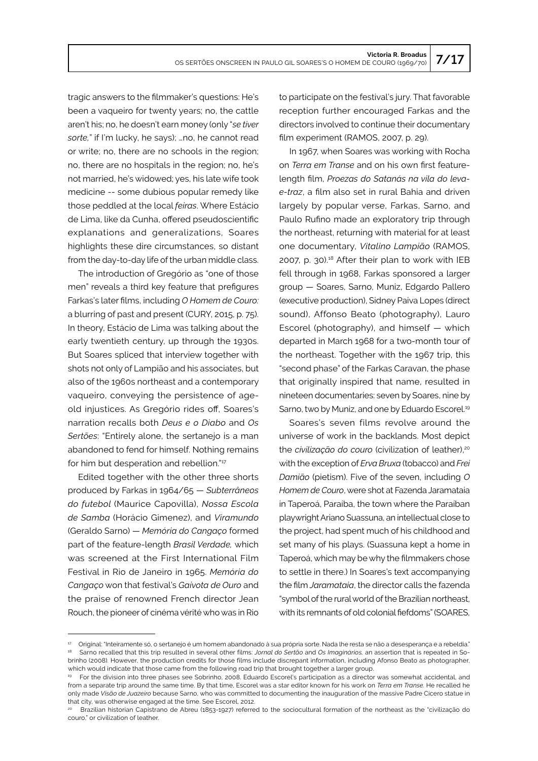tragic answers to the filmmaker's questions: He's been a vaqueiro for twenty years; no, the cattle aren't his; no, he doesn't earn money (only "*se tiver sorte,*" if I'm lucky, he says); …no, he cannot read or write; no, there are no schools in the region; no, there are no hospitals in the region; no, he's not married, he's widowed; yes, his late wife took medicine -- some dubious popular remedy like those peddled at the local *feiras*. Where Estácio de Lima, like da Cunha, offered pseudoscientific explanations and generalizations, Soares highlights these dire circumstances, so distant from the day-to-day life of the urban middle class.

The introduction of Gregório as "one of those men" reveals a third key feature that prefigures Farkas's later films, including *O Homem de Couro:* a blurring of past and present (CURY, 2015, p. 75). In theory, Estácio de Lima was talking about the early twentieth century, up through the 1930s. But Soares spliced that interview together with shots not only of Lampião and his associates, but also of the 1960s northeast and a contemporary vaqueiro, conveying the persistence of age-old injustices. As Gregório rides off, Soares's narration recalls both *Deus e o Diabo* and *Os Sertões*: "Entirely alone, the sertanejo is a man abandoned to fend for himself. Nothing remains for him but desperation and rebellion."[17]

Edited together with the other three shorts produced by Farkas in 1964/65 — *Subterrâneos do futebol* (Maurice Capovilla), *Nossa Escola de Samba* (Horácio Gimenez), and *Viramundo* (Geraldo Sarno) — *Memória do Cangaço* formed part of the feature-length *Brasil Verdade,* which was screened at the First International Film Festival in Rio de Janeiro in 1965. *Memória do Cangaço* won that festival's *Gaivota de Ouro* and the praise of renowned French director Jean Rouch, the pioneer of cinéma vérité who was in Rio to participate on the festival's jury. That favorable reception further encouraged Farkas and the directors involved to continue their documentary film experiment (RAMOS, 2007, p. 29).

In 1967, when Soares was working with Rocha on *Terra em Transe* and on his own first feature-length film, *Proezas do Satanás na vila do leva-e-traz*, a film also set in rural Bahia and driven largely by popular verse, Farkas, Sarno, and Paulo Rufino made an exploratory trip through the northeast, returning with material for at least one documentary, *Vitalino Lampião* (RAMOS, 2007, p. 30).[18] After their plan to work with IEB fell through in 1968, Farkas sponsored a larger group — Soares, Sarno, Muniz, Edgardo Pallero (executive production), Sidney Paiva Lopes (direct sound), Affonso Beato (photography), Lauro Escorel (photography), and himself — which departed in March 1968 for a two-month tour of the northeast. Together with the 1967 trip, this "second phase" of the Farkas Caravan, the phase that originally inspired that name, resulted in nineteen documentaries: seven by Soares, nine by Sarno, two by Muniz, and one by Eduardo Escorel.[19]

Soares's seven films revolve around the universe of work in the backlands. Most depict the *civilização do couro* (civilization of leather),[20] with the exception of *Erva Bruxa* (tobacco) and *Frei Damião* (pietism). Five of the seven, including *O Homem de Couro*, were shot at Fazenda Jaramataia in Taperoá, Paraíba, the town where the Paraiban playwright Ariano Suassuna, an intellectual close to the project, had spent much of his childhood and set many of his plays. (Suassuna kept a home in Taperoá, which may be why the filmmakers chose to settle in there.) In Soares's text accompanying the film *Jaramataia*, the director calls the fazenda "symbol of the rural world of the Brazilian northeast, with its remnants of old colonial fiefdoms" (SOARES,

---

[17] Original: "Inteiramente só, o sertanejo é um homem abandonado à sua própria sorte. Nada lhe resta se não a desesperança e a rebeldia."

[18] Sarno recalled that this trip resulted in several other films: *Jornal do Sertão* and *Os Imaginários,* an assertion that is repeated in Sobrinho (2008). However, the production credits for those films include discrepant information, including Afonso Beato as photographer, which would indicate that those came from the following road trip that brought together a larger group.

[19] For the division into three phases see Sobrinho, 2008. Eduardo Escorel's participation as a director was somewhat accidental, and from a separate trip around the same time. By that time, Escorel was a star editor known for his work on *Terra em Transe.* He recalled he only made *Visão de Juazeiro* because Sarno, who was committed to documenting the inauguration of the massive Padre Cícero statue in that city, was otherwise engaged at the time. See Escorel, 2012.

[20] Brazilian historian Capistrano de Abreu (1853-1927) referred to the sociocultural formation of the northeast as the "civilização do couro," or civilization of leather.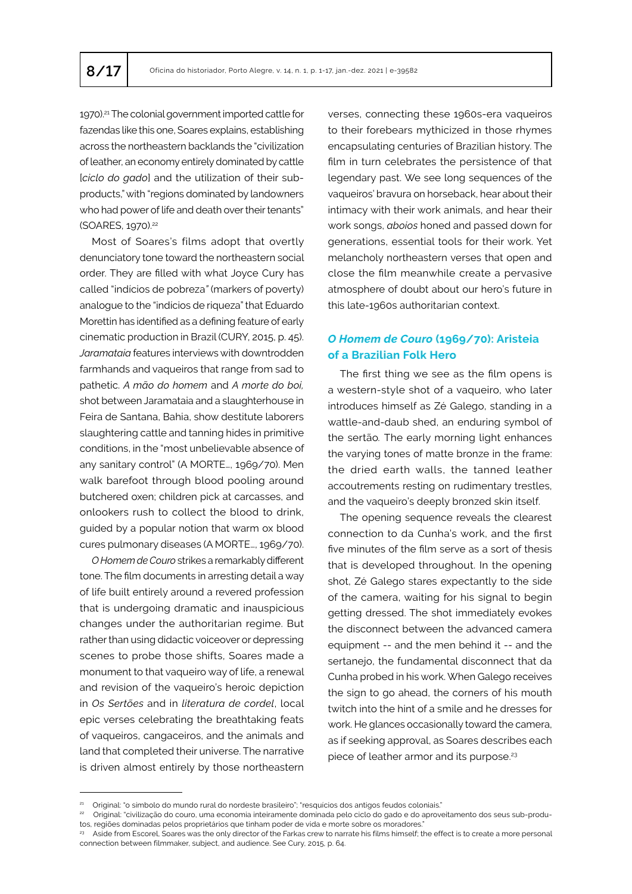1970).[21] The colonial government imported cattle for fazendas like this one, Soares explains, establishing across the northeastern backlands the "civilization of leather, an economy entirely dominated by cattle [*ciclo do gado*] and the utilization of their sub-products," with "regions dominated by landowners who had power of life and death over their tenants" (SOARES, 1970).[22]

Most of Soares's films adopt that overtly denunciatory tone toward the northeastern social order. They are filled with what Joyce Cury has called "indicios de pobreza" (markers of poverty) analogue to the "indicios de riqueza" that Eduardo Morettin has identified as a defining feature of early cinematic production in Brazil (CURY, 2015, p. 45). *Jaramataia* features interviews with downtrodden farmhands and vaqueiros that range from sad to pathetic. *A mão do homem* and *A morte do boi,* shot between Jaramataia and a slaughterhouse in Feira de Santana, Bahia, show destitute laborers slaughtering cattle and tanning hides in primitive conditions, in the "most unbelievable absence of any sanitary control" (A MORTE..., 1969/70). Men walk barefoot through blood pooling around butchered oxen; children pick at carcasses, and onlookers rush to collect the blood to drink, guided by a popular notion that warm ox blood cures pulmonary diseases (A MORTE..., 1969/70).

*O Homem de Couro* strikes a remarkably different tone. The film documents in arresting detail a way of life built entirely around a revered profession that is undergoing dramatic and inauspicious changes under the authoritarian regime. But rather than using didactic voiceover or depressing scenes to probe those shifts, Soares made a monument to that vaqueiro way of life, a renewal and revision of the vaqueiro's heroic depiction in *Os Sertões* and in *literatura de cordel*, local epic verses celebrating the breathtaking feats of vaqueiros, cangaceiros, and the animals and land that completed their universe. The narrative is driven almost entirely by those northeastern verses, connecting these 1960s-era vaqueiros to their forebears mythicized in those rhymes encapsulating centuries of Brazilian history. The film in turn celebrates the persistence of that legendary past. We see long sequences of the vaqueiros' bravura on horseback, hear about their intimacy with their work animals, and hear their work songs, *aboios* honed and passed down for generations, essential tools for their work. Yet melancholy northeastern verses that open and close the film meanwhile create a pervasive atmosphere of doubt about our hero's future in this late-1960s authoritarian context.

## *O Homem de Couro* (1969/70): Aristeia of a Brazilian Folk Hero

The first thing we see as the film opens is a western-style shot of a vaqueiro, who later introduces himself as Zé Galego, standing in a wattle-and-daub shed, an enduring symbol of the sertão. The early morning light enhances the varying tones of matte bronze in the frame: the dried earth walls, the tanned leather accoutrements resting on rudimentary trestles, and the vaqueiro's deeply bronzed skin itself.

The opening sequence reveals the clearest connection to da Cunha's work, and the first five minutes of the film serve as a sort of thesis that is developed throughout. In the opening shot, Zé Galego stares expectantly to the side of the camera, waiting for his signal to begin getting dressed. The shot immediately evokes the disconnect between the advanced camera equipment -- and the men behind it -- and the sertanejo, the fundamental disconnect that da Cunha probed in his work. When Galego receives the sign to go ahead, the corners of his mouth twitch into the hint of a smile and he dresses for work. He glances occasionally toward the camera, as if seeking approval, as Soares describes each piece of leather armor and its purpose.[23]

---

[21] Original: "o simbolo do mundo rural do nordeste brasileiro"; "resquicios dos antigos feudos coloniais."

[22] Original: "civilização do couro, uma economia inteiramente dominada pelo ciclo do gado e do aproveitamento dos seus sub-produtos, regiões dominadas pelos proprietários que tinham poder de vida e morte sobre os moradores."

[23] Aside from Escorel, Soares was the only director of the Farkas crew to narrate his films himself; the effect is to create a more personal connection between filmmaker, subject, and audience. See Cury, 2015, p. 64.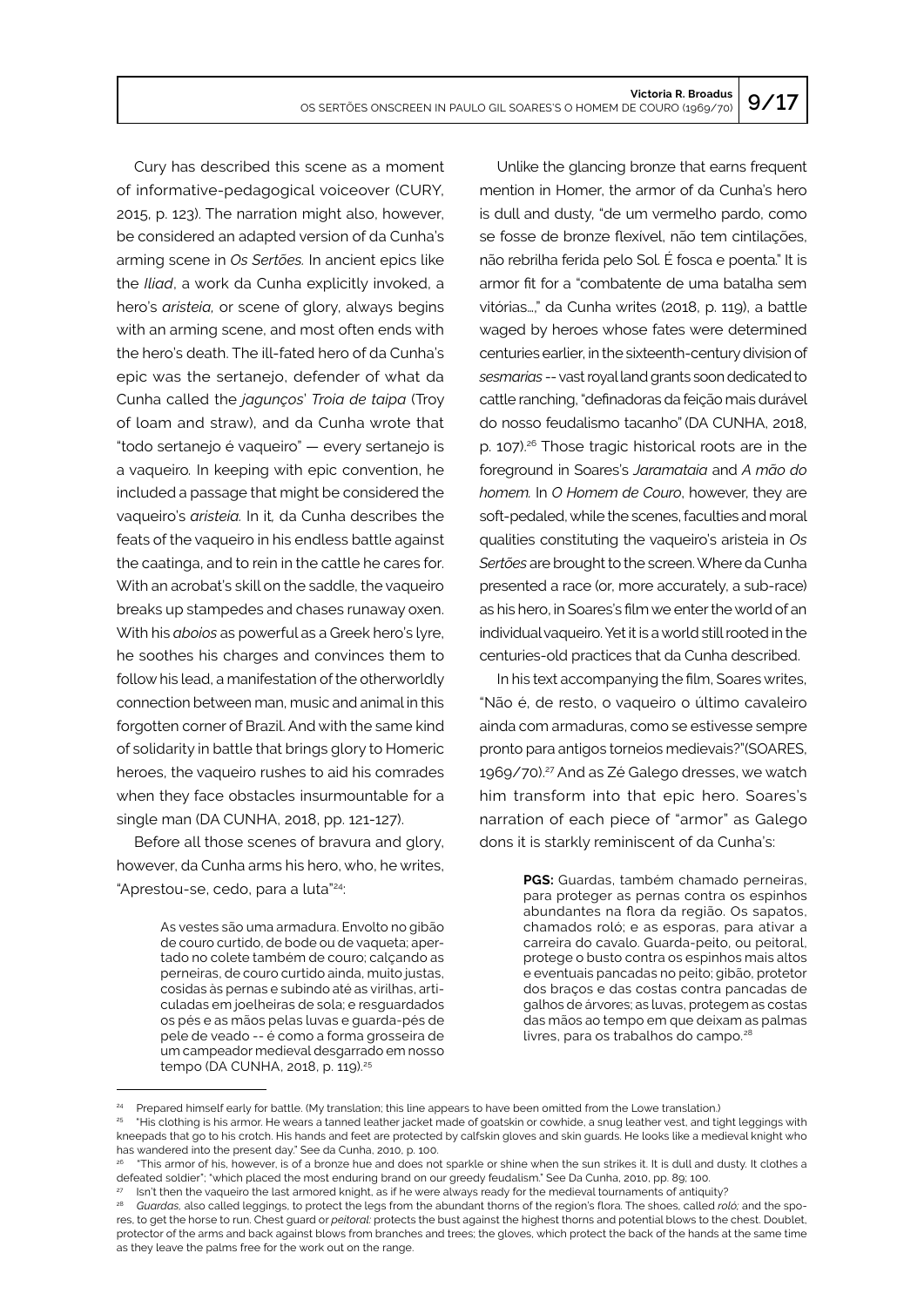Cury has described this scene as a moment of informative-pedagogical voiceover (CURY, 2015, p. 123). The narration might also, however, be considered an adapted version of da Cunha's arming scene in *Os Sertões.* In ancient epics like the *Iliad*, a work da Cunha explicitly invoked, a hero's *aristeia,* or scene of glory, always begins with an arming scene, and most often ends with the hero's death. The ill-fated hero of da Cunha's epic was the sertanejo, defender of what da Cunha called the *jagunços' Troia de taipa* (Troy of loam and straw), and da Cunha wrote that "todo sertanejo é vaqueiro" — every sertanejo is a vaqueiro. In keeping with epic convention, he included a passage that might be considered the vaqueiro's *aristeia.* In it*,* da Cunha describes the feats of the vaqueiro in his endless battle against the caatinga, and to rein in the cattle he cares for. With an acrobat's skill on the saddle, the vaqueiro breaks up stampedes and chases runaway oxen. With his *aboios* as powerful as a Greek hero's lyre, he soothes his charges and convinces them to follow his lead, a manifestation of the otherworldly connection between man, music and animal in this forgotten corner of Brazil. And with the same kind of solidarity in battle that brings glory to Homeric heroes, the vaqueiro rushes to aid his comrades when they face obstacles insurmountable for a single man (DA CUNHA, 2018, pp. 121-127).

Before all those scenes of bravura and glory, however, da Cunha arms his hero, who, he writes, "Aprestou-se, cedo, para a luta"[24]:

> As vestes são uma armadura. Envolto no gibão de couro curtido, de bode ou de vaqueta; apertado no colete também de couro; calçando as perneiras, de couro curtido ainda, muito justas, cosidas às pernas e subindo até as virilhas, articuladas em joelheiras de sola; e resguardados os pés e as mãos pelas luvas e guarda-pés de pele de veado -- é como a forma grosseira de um campeador medieval desgarrado em nosso tempo (DA CUNHA, 2018, p. 119).[25]

Unlike the glancing bronze that earns frequent mention in Homer, the armor of da Cunha's hero is dull and dusty, "de um vermelho pardo, como se fosse de bronze flexível, não tem cintilações, não rebrilha ferida pelo Sol. É fosca e poenta." It is armor fit for a "combatente de uma batalha sem vitórias…," da Cunha writes (2018, p. 119), a battle waged by heroes whose fates were determined centuries earlier, in the sixteenth-century division of *sesmarias* -- vast royal land grants soon dedicated to cattle ranching, "definadoras da feição mais durável do nosso feudalismo tacanho" (DA CUNHA, 2018, p. 107).[26] Those tragic historical roots are in the foreground in Soares's *Jaramataia* and *A mão do homem.* In *O Homem de Couro*, however, they are soft-pedaled, while the scenes, faculties and moral qualities constituting the vaqueiro's aristeia in *Os Sertões* are brought to the screen. Where da Cunha presented a race (or, more accurately, a sub-race) as his hero, in Soares's film we enter the world of an individual vaqueiro. Yet it is a world still rooted in the centuries-old practices that da Cunha described.

In his text accompanying the film, Soares writes, "Não é, de resto, o vaqueiro o último cavaleiro ainda com armaduras, como se estivesse sempre pronto para antigos torneios medievais?"(SOARES, 1969/70).[27] And as Zé Galego dresses, we watch him transform into that epic hero. Soares's narration of each piece of "armor" as Galego dons it is starkly reminiscent of da Cunha's:

> **PGS:** Guardas, também chamado perneiras, para proteger as pernas contra os espinhos abundantes na flora da região. Os sapatos, chamados roló; e as esporas, para ativar a carreira do cavalo. Guarda-peito, ou peitoral, protege o busto contra os espinhos mais altos e eventuais pancadas no peito; gibão, protetor dos braços e das costas contra pancadas de galhos de árvores; as luvas, protegem as costas das mãos ao tempo em que deixam as palmas livres, para os trabalhos do campo.[28]

---

[24] Prepared himself early for battle. (My translation; this line appears to have been omitted from the Lowe translation.)

[25] "His clothing is his armor. He wears a tanned leather jacket made of goatskin or cowhide, a snug leather vest, and tight leggings with kneepads that go to his crotch. His hands and feet are protected by calfskin gloves and skin guards. He looks like a medieval knight who has wandered into the present day." See da Cunha, 2010, p. 100.

[26] "This armor of his, however, is of a bronze hue and does not sparkle or shine when the sun strikes it. It is dull and dusty. It clothes a defeated soldier"; "which placed the most enduring brand on our greedy feudalism." See Da Cunha, 2010, pp. 89; 100.

[27] Isn't then the vaqueiro the last armored knight, as if he were always ready for the medieval tournaments of antiquity?

[28] *Guardas,* also called leggings, to protect the legs from the abundant thorns of the region's flora. The shoes, called *roló;* and the spores, to get the horse to run. Chest guard or *peitoral:* protects the bust against the highest thorns and potential blows to the chest. Doublet, protector of the arms and back against blows from branches and trees; the gloves, which protect the back of the hands at the same time as they leave the palms free for the work out on the range.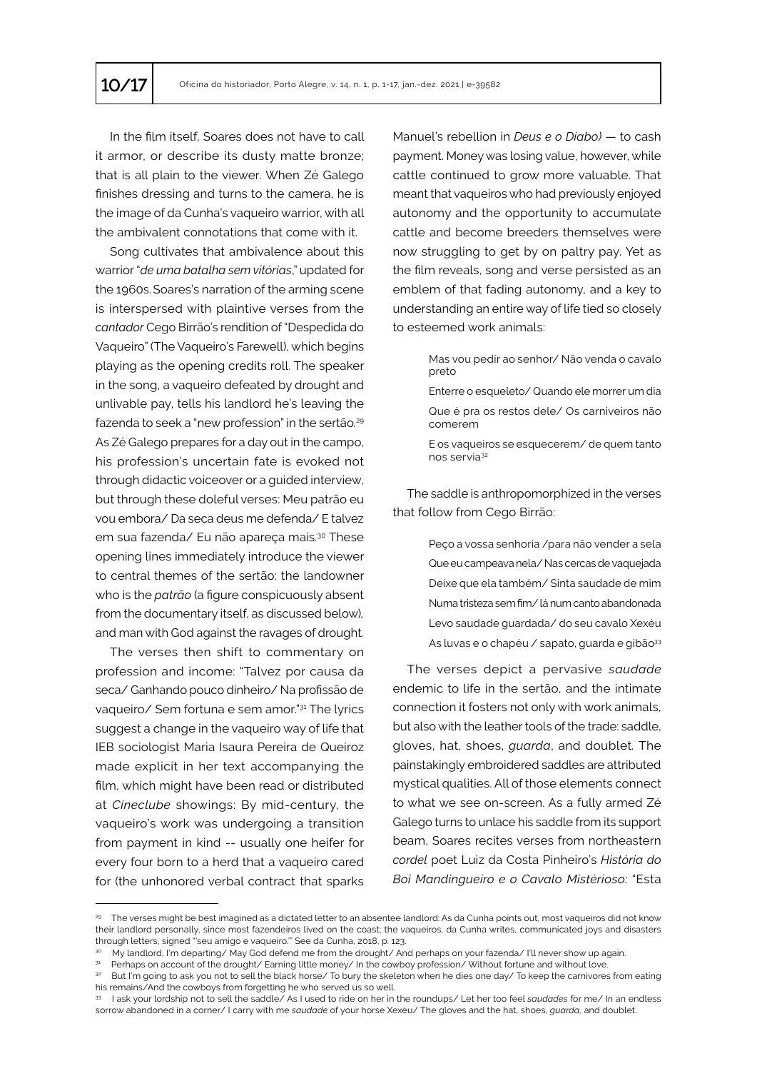In the film itself, Soares does not have to call it armor, or describe its dusty matte bronze; that is all plain to the viewer. When Zé Galego finishes dressing and turns to the camera, he is the image of da Cunha's vaqueiro warrior, with all the ambivalent connotations that come with it.

Song cultivates that ambivalence about this warrior "*de uma batalha sem vitórias*," updated for the 1960s. Soares's narration of the arming scene is interspersed with plaintive verses from the *cantador* Cego Birrão's rendition of "Despedida do Vaqueiro" (The Vaqueiro's Farewell), which begins playing as the opening credits roll. The speaker in the song, a vaqueiro defeated by drought and unlivable pay, tells his landlord he's leaving the fazenda to seek a "new profession" in the sertão.[29] As Zé Galego prepares for a day out in the campo, his profession's uncertain fate is evoked not through didactic voiceover or a guided interview, but through these doleful verses: Meu patrão eu vou embora/ Da seca deus me defenda/ E talvez em sua fazenda/ Eu não apareça mais.[30] These opening lines immediately introduce the viewer to central themes of the sertão: the landowner who is the *patrão* (a figure conspicuously absent from the documentary itself, as discussed below), and man with God against the ravages of drought.

The verses then shift to commentary on profession and income: "Talvez por causa da seca/ Ganhando pouco dinheiro/ Na profissão de vaqueiro/ Sem fortuna e sem amor."[31] The lyrics suggest a change in the vaqueiro way of life that IEB sociologist Maria Isaura Pereira de Queiroz made explicit in her text accompanying the film, which might have been read or distributed at *Cineclube* showings: By mid-century, the vaqueiro's work was undergoing a transition from payment in kind -- usually one heifer for every four born to a herd that a vaqueiro cared for (the unhonored verbal contract that sparks Manuel's rebellion in *Deus e o Diabo)* — to cash payment. Money was losing value, however, while cattle continued to grow more valuable. That meant that vaqueiros who had previously enjoyed autonomy and the opportunity to accumulate cattle and become breeders themselves were now struggling to get by on paltry pay. Yet as the film reveals, song and verse persisted as an emblem of that fading autonomy, and a key to understanding an entire way of life tied so closely to esteemed work animals:

> Mas vou pedir ao senhor/ Não venda o cavalo preto
>
> Enterre o esqueleto/ Quando ele morrer um dia
>
> Que é pra os restos dele/ Os carniveiros não comerem
>
> E os vaqueiros se esquecerem/ de quem tanto nos servia[32]

The saddle is anthropomorphized in the verses that follow from Cego Birrão:

> Peço a vossa senhoria /para não vender a sela
>
> Que eu campeava nela/ Nas cercas de vaquejada
>
> Deixe que ela também/ Sinta saudade de mim
>
> Numa tristeza sem fim/ lá num canto abandonada
>
> Levo saudade guardada/ do seu cavalo Xexéu
>
> As luvas e o chapéu / sapato, guarda e gibão[33]

The verses depict a pervasive *saudade* endemic to life in the sertão, and the intimate connection it fosters not only with work animals, but also with the leather tools of the trade: saddle, gloves, hat, shoes, *guarda*, and doublet. The painstakingly embroidered saddles are attributed mystical qualities. All of those elements connect to what we see on-screen. As a fully armed Zé Galego turns to unlace his saddle from its support beam, Soares recites verses from northeastern *cordel* poet Luiz da Costa Pinheiro's *História do Boi Mandingueiro e o Cavalo Mistérioso:* "Esta

---

[29] The verses might be best imagined as a dictated letter to an absentee landlord: As da Cunha points out, most vaqueiros did not know their landlord personally, since most fazendeiros lived on the coast; the vaqueiros, da Cunha writes, communicated joys and disasters through letters, signed "'seu amigo e vaqueiro.'" See da Cunha, 2018, p. 123.

[30] My landlord, I'm departing/ May God defend me from the drought/ And perhaps on your fazenda/ I'll never show up again.

[31] Perhaps on account of the drought/ Earning little money/ In the cowboy profession/ Without fortune and without love.

[32] But I'm going to ask you not to sell the black horse/ To bury the skeleton when he dies one day/ To keep the carnivores from eating his remains/And the cowboys from forgetting he who served us so well.

[33] I ask your lordship not to sell the saddle/ As I used to ride on her in the roundups/ Let her too feel *saudades* for me/ In an endless sorrow abandoned in a corner/ I carry with me *saudade* of your horse Xexéu/ The gloves and the hat, shoes, *guarda*, and doublet.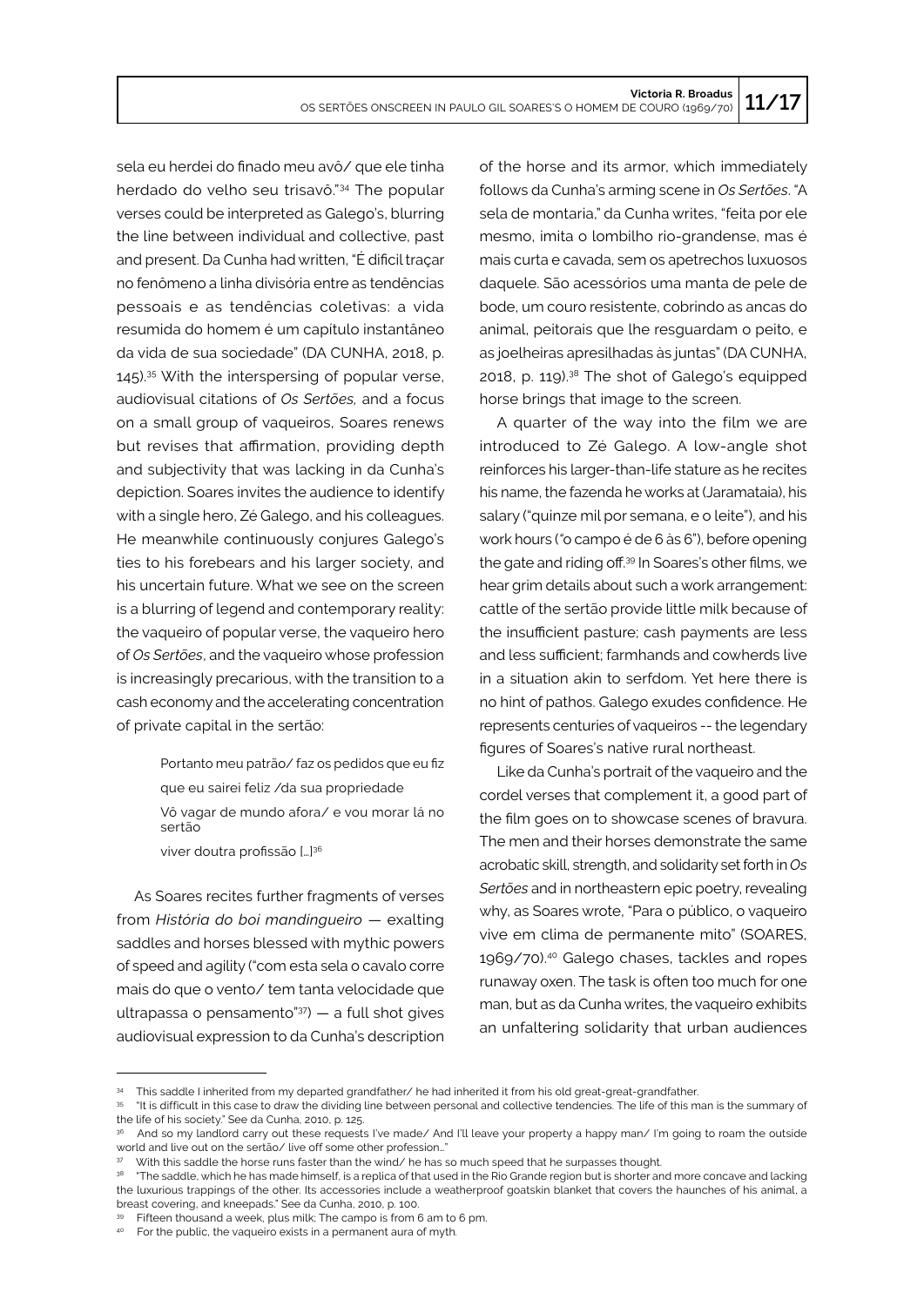sela eu herdei do finado meu avô/ que ele tinha herdado do velho seu trisavô."[34] The popular verses could be interpreted as Galego's, blurring the line between individual and collective, past and present. Da Cunha had written, "É difícil traçar no fenômeno a linha divisória entre as tendências pessoais e as tendências coletivas: a vida resumida do homem é um capítulo instantâneo da vida de sua sociedade" (DA CUNHA, 2018, p. 145).[35] With the interspersing of popular verse, audiovisual citations of *Os Sertões,* and a focus on a small group of vaqueiros, Soares renews but revises that affirmation, providing depth and subjectivity that was lacking in da Cunha's depiction. Soares invites the audience to identify with a single hero, Zé Galego, and his colleagues. He meanwhile continuously conjures Galego's ties to his forebears and his larger society, and his uncertain future. What we see on the screen is a blurring of legend and contemporary reality: the vaqueiro of popular verse, the vaqueiro hero of *Os Sertões*, and the vaqueiro whose profession is increasingly precarious, with the transition to a cash economy and the accelerating concentration of private capital in the sertão:

> Portanto meu patrão/ faz os pedidos que eu fiz
>
> que eu sairei feliz /da sua propriedade
>
> Vô vagar de mundo afora/ e vou morar lá no sertão
>
> viver doutra profissão […][36]

As Soares recites further fragments of verses from *História do boi mandingueiro* — exalting saddles and horses blessed with mythic powers of speed and agility ("com esta sela o cavalo corre mais do que o vento/ tem tanta velocidade que ultrapassa o pensamento"[37]) — a full shot gives audiovisual expression to da Cunha's description of the horse and its armor, which immediately follows da Cunha's arming scene in *Os Sertões*. "A sela de montaria," da Cunha writes, "feita por ele mesmo, imita o lombilho rio-grandense, mas é mais curta e cavada, sem os apetrechos luxuosos daquele. São acessórios uma manta de pele de bode, um couro resistente, cobrindo as ancas do animal, peitorais que lhe resguardam o peito, e as joelheiras apresilhadas às juntas" (DA CUNHA, 2018, p. 119).[38] The shot of Galego's equipped horse brings that image to the screen.

A quarter of the way into the film we are introduced to Zé Galego. A low-angle shot reinforces his larger-than-life stature as he recites his name, the fazenda he works at (Jaramataia), his salary ("quinze mil por semana, e o leite"), and his work hours ("o campo é de 6 às 6"), before opening the gate and riding off.[39] In Soares's other films, we hear grim details about such a work arrangement: cattle of the sertão provide little milk because of the insufficient pasture; cash payments are less and less sufficient; farmhands and cowherds live in a situation akin to serfdom. Yet here there is no hint of pathos. Galego exudes confidence. He represents centuries of vaqueiros -- the legendary figures of Soares's native rural northeast.

Like da Cunha's portrait of the vaqueiro and the cordel verses that complement it, a good part of the film goes on to showcase scenes of bravura. The men and their horses demonstrate the same acrobatic skill, strength, and solidarity set forth in *Os Sertões* and in northeastern epic poetry, revealing why, as Soares wrote, "Para o público, o vaqueiro vive em clima de permanente mito" (SOARES, 1969/70).[40] Galego chases, tackles and ropes runaway oxen. The task is often too much for one man, but as da Cunha writes, the vaqueiro exhibits an unfaltering solidarity that urban audiences

---

[34] This saddle I inherited from my departed grandfather/ he had inherited it from his old great-great-grandfather.

[35] "It is difficult in this case to draw the dividing line between personal and collective tendencies. The life of this man is the summary of the life of his society." See da Cunha, 2010, p. 125.

[36] And so my landlord carry out these requests I've made/ And I'll leave your property a happy man/ I'm going to roam the outside world and live out on the sertão/ live off some other profession…"

[37] With this saddle the horse runs faster than the wind/ he has so much speed that he surpasses thought.

[38] "The saddle, which he has made himself, is a replica of that used in the Rio Grande region but is shorter and more concave and lacking the luxurious trappings of the other. Its accessories include a weatherproof goatskin blanket that covers the haunches of his animal, a breast covering, and kneepads." See da Cunha, 2010, p. 100.

[39] Fifteen thousand a week, plus milk; The campo is from 6 am to 6 pm.

[40] For the public, the vaqueiro exists in a permanent aura of myth.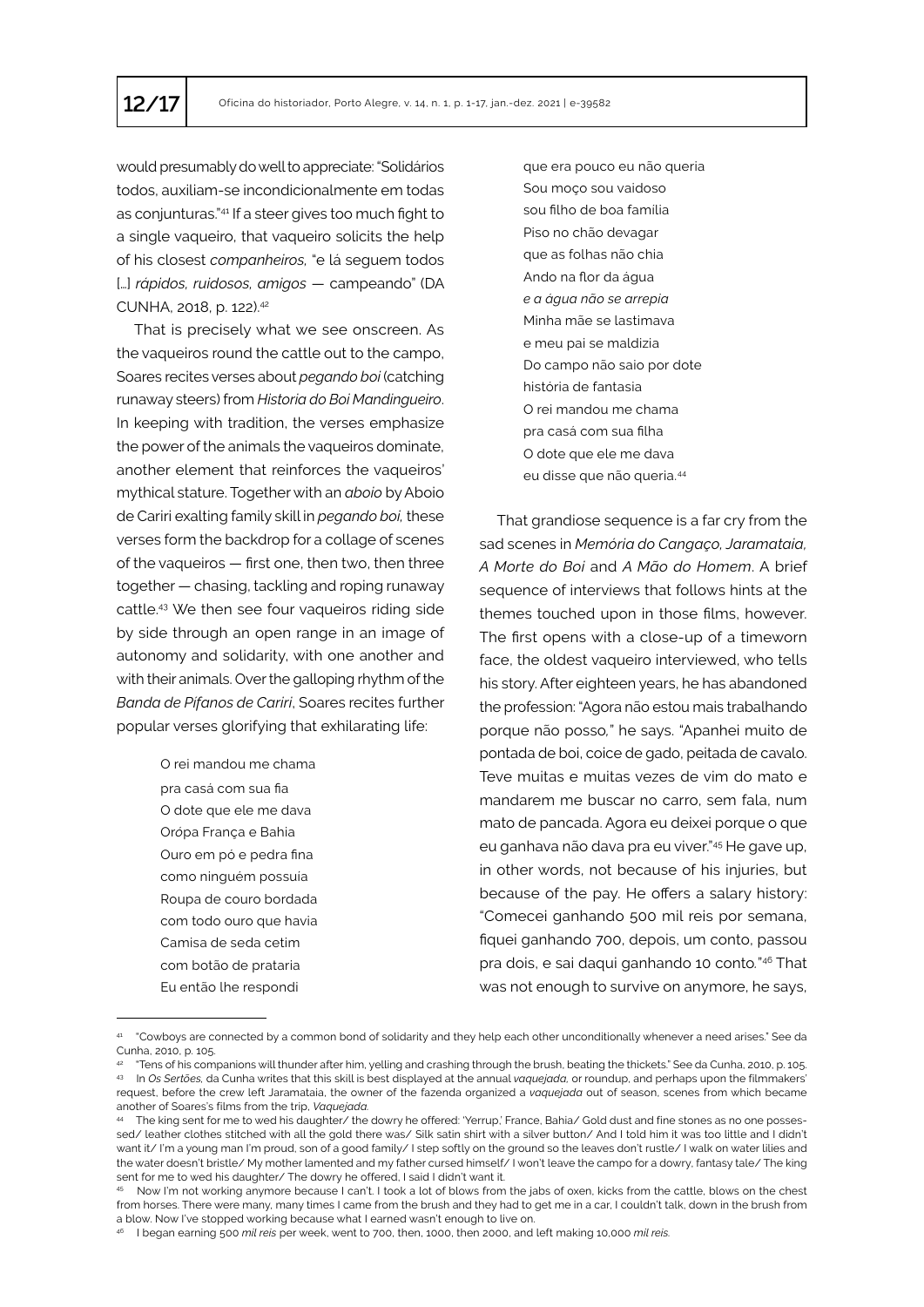would presumably do well to appreciate: "Solidários todos, auxiliam-se incondicionalmente em todas as conjunturas."[41] If a steer gives too much fight to a single vaqueiro, that vaqueiro solicits the help of his closest *companheiros*, "e lá seguem todos [...] *rápidos, ruidosos, amigos* — campeando" (DA CUNHA, 2018, p. 122).[42]

That is precisely what we see onscreen. As the vaqueiros round the cattle out to the campo, Soares recites verses about *pegando boi* (catching runaway steers) from *Historia do Boi Mandingueiro*. In keeping with tradition, the verses emphasize the power of the animals the vaqueiros dominate, another element that reinforces the vaqueiros' mythical stature. Together with an *aboio* by Aboio de Cariri exalting family skill in *pegando boi*, these verses form the backdrop for a collage of scenes of the vaqueiros — first one, then two, then three together — chasing, tackling and roping runaway cattle.[43] We then see four vaqueiros riding side by side through an open range in an image of autonomy and solidarity, with one another and with their animals. Over the galloping rhythm of the *Banda de Pífanos de Cariri*, Soares recites further popular verses glorifying that exhilarating life:

> O rei mandou me chama
> pra casá com sua fia
> O dote que ele me dava
> Orópa França e Bahia
> Ouro em pó e pedra fina
> como ninguém possuía
> Roupa de couro bordada
> com todo ouro que havia
> Camisa de seda cetim
> com botão de prataria
> Eu então lhe respondi
> que era pouco eu não queria
> Sou moço sou vaidoso
> sou filho de boa família
> Piso no chão devagar
> que as folhas não chia
> Ando na flor da água
> *e a água não se arrepia*
> Minha mãe se lastimava
> e meu pai se maldizia
> Do campo não saio por dote
> história de fantasia
> O rei mandou me chama
> pra casá com sua filha
> O dote que ele me dava
> eu disse que não queria.[44]

That grandiose sequence is a far cry from the sad scenes in *Memória do Cangaço, Jaramataia, A Morte do Boi* and *A Mão do Homem*. A brief sequence of interviews that follows hints at the themes touched upon in those films, however. The first opens with a close-up of a timeworn face, the oldest vaqueiro interviewed, who tells his story. After eighteen years, he has abandoned the profession: "Agora não estou mais trabalhando porque não posso," he says. "Apanhei muito de pontada de boi, coice de gado, peitada de cavalo. Teve muitas e muitas vezes de vim do mato e mandarem me buscar no carro, sem fala, num mato de pancada. Agora eu deixei porque o que eu ganhava não dava pra eu viver."[45] He gave up, in other words, not because of his injuries, but because of the pay. He offers a salary history: "Comecei ganhando 500 mil reis por semana, fiquei ganhando 700, depois, um conto, passou pra dois, e sai daqui ganhando 10 conto."[46] That was not enough to survive on anymore, he says,

---

[41] "Cowboys are connected by a common bond of solidarity and they help each other unconditionally whenever a need arises." See da Cunha, 2010, p. 105.

[42] "Tens of his companions will thunder after him, yelling and crashing through the brush, beating the thickets." See da Cunha, 2010, p. 105.

[43] In *Os Sertões*, da Cunha writes that this skill is best displayed at the annual *vaquejada*, or roundup, and perhaps upon the filmmakers' request, before the crew left Jaramataia, the owner of the fazenda organized a *vaquejada* out of season, scenes from which became another of Soares's films from the trip, *Vaquejada*.

[44] The king sent for me to wed his daughter/ the dowry he offered: 'Yerrup,' France, Bahia/ Gold dust and fine stones as no one possessed/ leather clothes stitched with all the gold there was/ Silk satin shirt with a silver button/ And I told him it was too little and I didn't want it/ I'm a young man I'm proud, son of a good family/ I step softly on the ground so the leaves don't rustle/ I walk on water lilies and the water doesn't bristle/ My mother lamented and my father cursed himself/ I won't leave the campo for a dowry, fantasy tale/ The king sent for me to wed his daughter/ The dowry he offered, I said I didn't want it.

[45] Now I'm not working anymore because I can't. I took a lot of blows from the jabs of oxen, kicks from the cattle, blows on the chest from horses. There were many, many times I came from the brush and they had to get me in a car, I couldn't talk, down in the brush from a blow. Now I've stopped working because what I earned wasn't enough to live on.

[46] I began earning 500 *mil reis* per week, went to 700, then, 1000, then 2000, and left making 10,000 *mil reis*.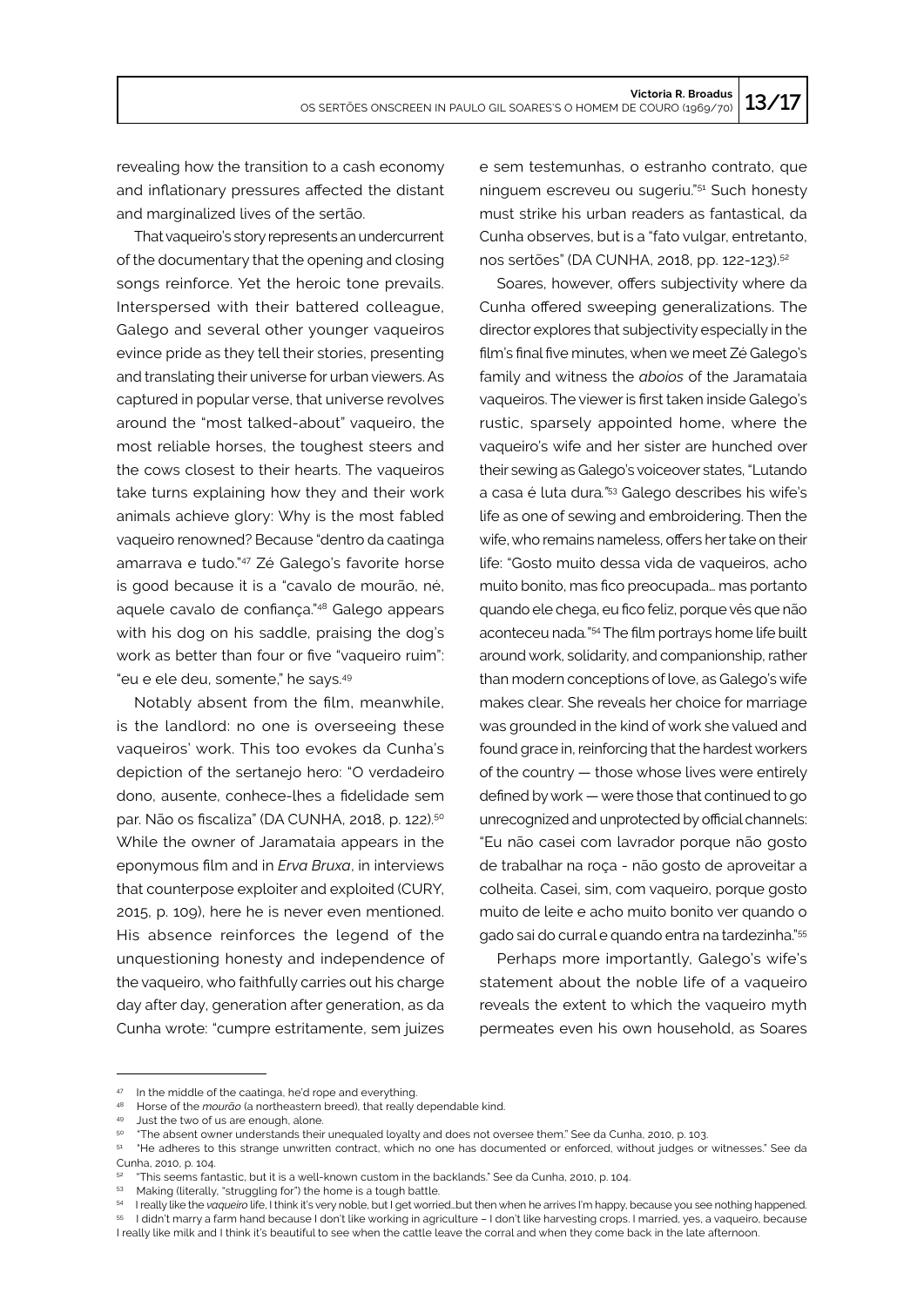revealing how the transition to a cash economy and inflationary pressures affected the distant and marginalized lives of the sertão.

That vaqueiro's story represents an undercurrent of the documentary that the opening and closing songs reinforce. Yet the heroic tone prevails. Interspersed with their battered colleague, Galego and several other younger vaqueiros evince pride as they tell their stories, presenting and translating their universe for urban viewers. As captured in popular verse, that universe revolves around the "most talked-about" vaqueiro, the most reliable horses, the toughest steers and the cows closest to their hearts. The vaqueiros take turns explaining how they and their work animals achieve glory: Why is the most fabled vaqueiro renowned? Because "dentro da caatinga amarrava e tudo."[47] Zé Galego's favorite horse is good because it is a "cavalo de mourão, né, aquele cavalo de confiança."[48] Galego appears with his dog on his saddle, praising the dog's work as better than four or five "vaqueiro ruim": "eu e ele deu, somente," he says.[49]

Notably absent from the film, meanwhile, is the landlord: no one is overseeing these vaqueiros' work. This too evokes da Cunha's depiction of the sertanejo hero: "O verdadeiro dono, ausente, conhece-lhes a fidelidade sem par. Não os fiscaliza" (DA CUNHA, 2018, p. 122).[50] While the owner of Jaramataia appears in the eponymous film and in *Erva Bruxa*, in interviews that counterpose exploiter and exploited (CURY, 2015, p. 109), here he is never even mentioned. His absence reinforces the legend of the unquestioning honesty and independence of the vaqueiro, who faithfully carries out his charge day after day, generation after generation, as da Cunha wrote: "cumpre estritamente, sem juizes e sem testemunhas, o estranho contrato, que ninguem escreveu ou sugeriu."[51] Such honesty must strike his urban readers as fantastical, da Cunha observes, but is a "fato vulgar, entretanto, nos sertões" (DA CUNHA, 2018, pp. 122-123).[52]

Soares, however, offers subjectivity where da Cunha offered sweeping generalizations. The director explores that subjectivity especially in the film's final five minutes, when we meet Zé Galego's family and witness the *aboios* of the Jaramataia vaqueiros. The viewer is first taken inside Galego's rustic, sparsely appointed home, where the vaqueiro's wife and her sister are hunched over their sewing as Galego's voiceover states, "Lutando a casa é luta dura."[53] Galego describes his wife's life as one of sewing and embroidering. Then the wife, who remains nameless, offers her take on their life: "Gosto muito dessa vida de vaqueiros, acho muito bonito, mas fico preocupada… mas portanto quando ele chega, eu fico feliz, porque vês que não aconteceu nada."[54] The film portrays home life built around work, solidarity, and companionship, rather than modern conceptions of love, as Galego's wife makes clear. She reveals her choice for marriage was grounded in the kind of work she valued and found grace in, reinforcing that the hardest workers of the country — those whose lives were entirely defined by work — were those that continued to go unrecognized and unprotected by official channels: "Eu não casei com lavrador porque não gosto de trabalhar na roça - não gosto de aproveitar a colheita. Casei, sim, com vaqueiro, porque gosto muito de leite e acho muito bonito ver quando o gado sai do curral e quando entra na tardezinha."[55]

Perhaps more importantly, Galego's wife's statement about the noble life of a vaqueiro reveals the extent to which the vaqueiro myth permeates even his own household, as Soares

---

[47] In the middle of the caatinga, he'd rope and everything.

[48] Horse of the *mourão* (a northeastern breed), that really dependable kind.

[49] Just the two of us are enough, alone.

[50] "The absent owner understands their unequaled loyalty and does not oversee them." See da Cunha, 2010, p. 103.

[51] "He adheres to this strange unwritten contract, which no one has documented or enforced, without judges or witnesses." See da Cunha, 2010, p. 104.

[52] "This seems fantastic, but it is a well-known custom in the backlands." See da Cunha, 2010, p. 104.

[53] Making (literally, "struggling for") the home is a tough battle.

[54] I really like the *vaqueiro* life, I think it's very noble, but I get worried…but then when he arrives I'm happy, because you see nothing happened.

[55] I didn't marry a farm hand because I don't like working in agriculture – I don't like harvesting crops. I married, yes, a vaqueiro, because I really like milk and I think it's beautiful to see when the cattle leave the corral and when they come back in the late afternoon.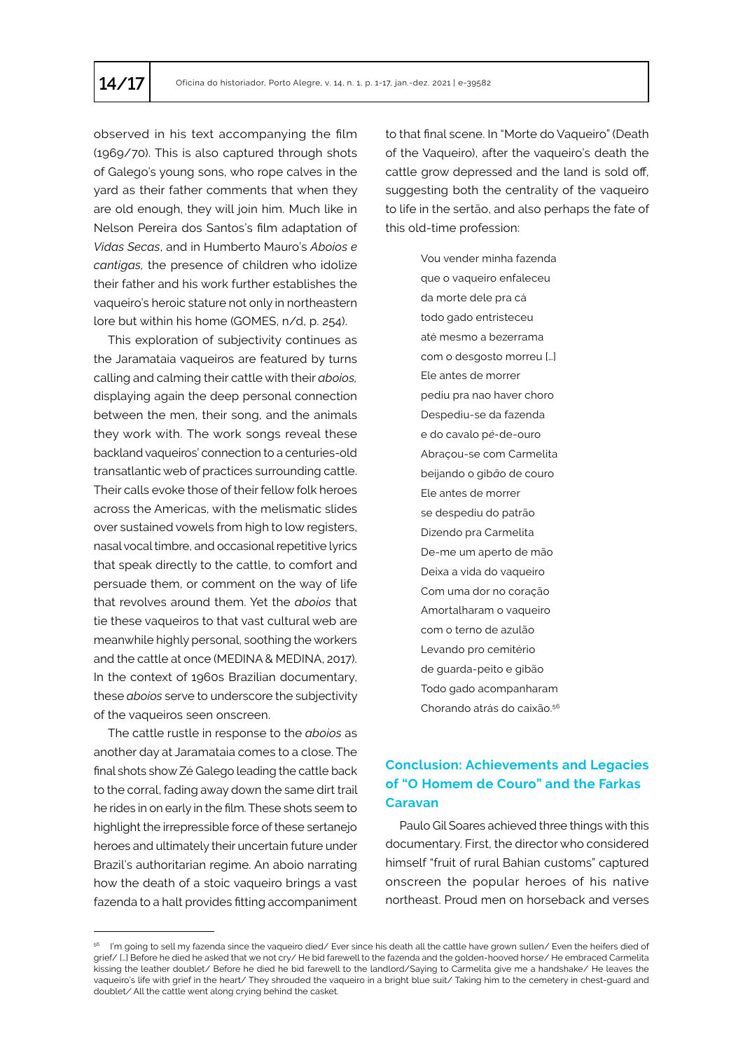observed in his text accompanying the film (1969/70). This is also captured through shots of Galego's young sons, who rope calves in the yard as their father comments that when they are old enough, they will join him. Much like in Nelson Pereira dos Santos's film adaptation of *Vidas Secas*, and in Humberto Mauro's *Aboios e cantigas,* the presence of children who idolize their father and his work further establishes the vaqueiro's heroic stature not only in northeastern lore but within his home (GOMES, n/d, p. 254).

This exploration of subjectivity continues as the Jaramataia vaqueiros are featured by turns calling and calming their cattle with their *aboios,* displaying again the deep personal connection between the men, their song, and the animals they work with. The work songs reveal these backland vaqueiros' connection to a centuries-old transatlantic web of practices surrounding cattle. Their calls evoke those of their fellow folk heroes across the Americas, with the melismatic slides over sustained vowels from high to low registers, nasal vocal timbre, and occasional repetitive lyrics that speak directly to the cattle, to comfort and persuade them, or comment on the way of life that revolves around them. Yet the *aboios* that tie these vaqueiros to that vast cultural web are meanwhile highly personal, soothing the workers and the cattle at once (MEDINA & MEDINA, 2017). In the context of 1960s Brazilian documentary, these *aboios* serve to underscore the subjectivity of the vaqueiros seen onscreen.

The cattle rustle in response to the *aboios* as another day at Jaramataia comes to a close. The final shots show Zé Galego leading the cattle back to the corral, fading away down the same dirt trail he rides in on early in the film. These shots seem to highlight the irrepressible force of these sertanejo heroes and ultimately their uncertain future under Brazil's authoritarian regime. An aboio narrating how the death of a stoic vaqueiro brings a vast fazenda to a halt provides fitting accompaniment to that final scene. In "Morte do Vaqueiro" (Death of the Vaqueiro), after the vaqueiro's death the cattle grow depressed and the land is sold off, suggesting both the centrality of the vaqueiro to life in the sertão, and also perhaps the fate of this old-time profession:

> Vou vender minha fazenda
> que o vaqueiro enfaleceu
> da morte dele pra cá
> todo gado entristeceu
> até mesmo a bezerrama
> com o desgosto morreu [...]
> Ele antes de morrer
> pediu pra nao haver choro
> Despediu-se da fazenda
> e do cavalo pé-de-ouro
> Abraçou-se com Carmelita
> beijando o gibão de couro
> Ele antes de morrer
> se despediu do patrão
> Dizendo pra Carmelita
> De-me um aperto de mão
> Deixa a vida do vaqueiro
> Com uma dor no coração
> Amortalharam o vaqueiro
> com o terno de azulão
> Levando pro cemitério
> de guarda-peito e gibão
> Todo gado acompanharam
> Chorando atrás do caixão.[56]

## Conclusion: Achievements and Legacies of "O Homem de Couro" and the Farkas Caravan

Paulo Gil Soares achieved three things with this documentary. First, the director who considered himself "fruit of rural Bahian customs" captured onscreen the popular heroes of his native northeast. Proud men on horseback and verses

[56] I'm going to sell my fazenda since the vaqueiro died/ Ever since his death all the cattle have grown sullen/ Even the heifers died of grief/ [...] Before he died he asked that we not cry/ He bid farewell to the fazenda and the golden-hooved horse/ He embraced Carmelita kissing the leather doublet/ Before he died he bid farewell to the landlord/Saying to Carmelita give me a handshake/ He leaves the vaqueiro's life with grief in the heart/ They shrouded the vaqueiro in a bright blue suit/ Taking him to the cemetery in chest-guard and doublet/ All the cattle went along crying behind the casket.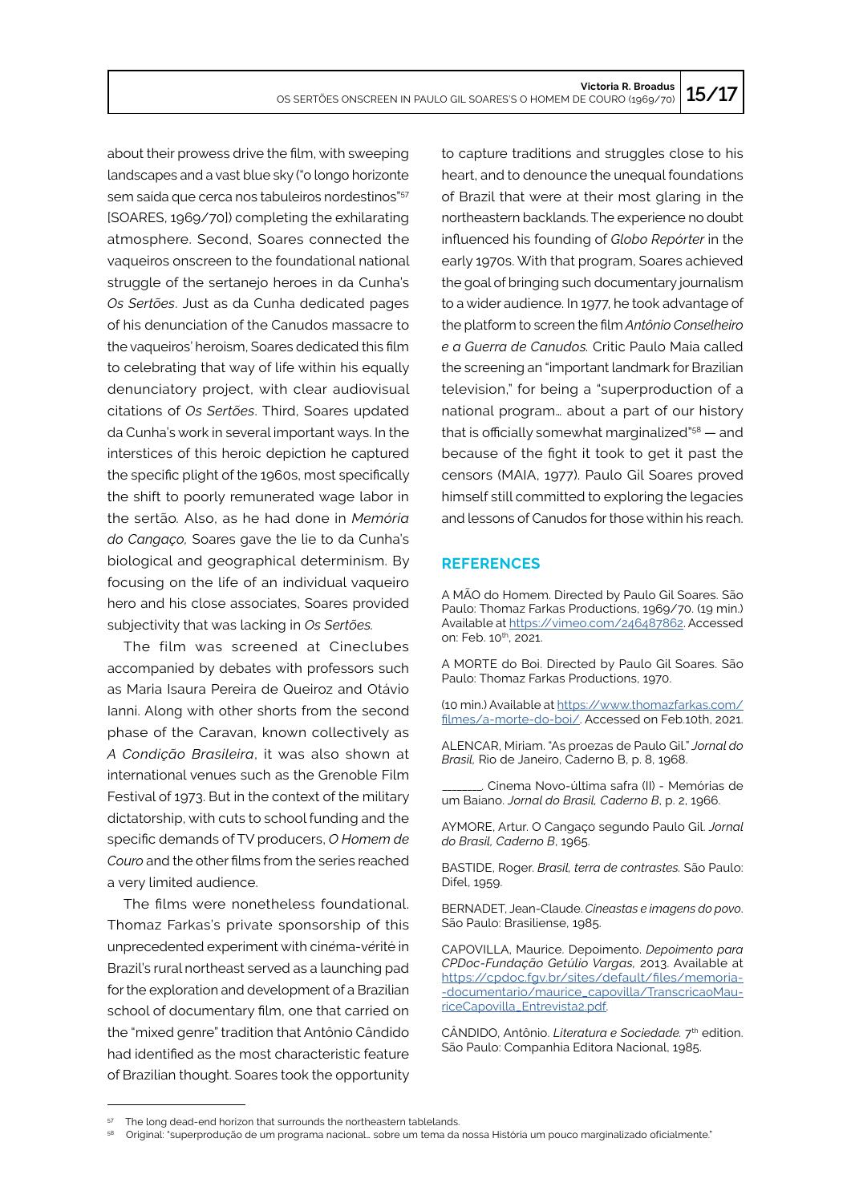about their prowess drive the film, with sweeping landscapes and a vast blue sky ("o longo horizonte sem saida que cerca nos tabuleiros nordestinos"[57] [SOARES, 1969/70]) completing the exhilarating atmosphere. Second, Soares connected the vaqueiros onscreen to the foundational national struggle of the sertanejo heroes in da Cunha's *Os Sertões*. Just as da Cunha dedicated pages of his denunciation of the Canudos massacre to the vaqueiros' heroism, Soares dedicated this film to celebrating that way of life within his equally denunciatory project, with clear audiovisual citations of *Os Sertões*. Third, Soares updated da Cunha's work in several important ways. In the interstices of this heroic depiction he captured the specific plight of the 1960s, most specifically the shift to poorly remunerated wage labor in the sertão. Also, as he had done in *Memória do Cangaço,* Soares gave the lie to da Cunha's biological and geographical determinism. By focusing on the life of an individual vaqueiro hero and his close associates, Soares provided subjectivity that was lacking in *Os Sertões.*

The film was screened at Cineclubes accompanied by debates with professors such as Maria Isaura Pereira de Queiroz and Otávio Ianni. Along with other shorts from the second phase of the Caravan, known collectively as *A Condição Brasileira*, it was also shown at international venues such as the Grenoble Film Festival of 1973. But in the context of the military dictatorship, with cuts to school funding and the specific demands of TV producers, *O Homem de Couro* and the other films from the series reached a very limited audience.

The films were nonetheless foundational. Thomaz Farkas's private sponsorship of this unprecedented experiment with cinéma-vérité in Brazil's rural northeast served as a launching pad for the exploration and development of a Brazilian school of documentary film, one that carried on the "mixed genre" tradition that Antônio Cândido had identified as the most characteristic feature of Brazilian thought. Soares took the opportunity to capture traditions and struggles close to his heart, and to denounce the unequal foundations of Brazil that were at their most glaring in the northeastern backlands. The experience no doubt influenced his founding of *Globo Repórter* in the early 1970s. With that program, Soares achieved the goal of bringing such documentary journalism to a wider audience. In 1977, he took advantage of the platform to screen the film *Antônio Conselheiro e a Guerra de Canudos.* Critic Paulo Maia called the screening an "important landmark for Brazilian television," for being a "superproduction of a national program… about a part of our history that is officially somewhat marginalized"[58] — and because of the fight it took to get it past the censors (MAIA, 1977). Paulo Gil Soares proved himself still committed to exploring the legacies and lessons of Canudos for those within his reach.

## REFERENCES

A MÃO do Homem. Directed by Paulo Gil Soares. São Paulo: Thomaz Farkas Productions, 1969/70. (19 min.) Available at https://vimeo.com/246487862. Accessed on: Feb. 10th, 2021.

A MORTE do Boi. Directed by Paulo Gil Soares. São Paulo: Thomaz Farkas Productions, 1970.

(10 min.) Available at https://www.thomazfarkas.com/filmes/a-morte-do-boi/. Accessed on Feb.10th, 2021.

ALENCAR, Miriam. "As proezas de Paulo Gil." *Jornal do Brasil,* Rio de Janeiro, Caderno B, p. 8, 1968.

______. Cinema Novo-última safra (II) - Memórias de um Baiano. *Jornal do Brasil, Caderno B*, p. 2, 1966.

AYMORE, Artur. O Cangaço segundo Paulo Gil. *Jornal do Brasil, Caderno B*, 1965.

BASTIDE, Roger. *Brasil, terra de contrastes.* São Paulo: Difel, 1959.

BERNADET, Jean-Claude. *Cineastas e imagens do povo*. São Paulo: Brasiliense, 1985.

CAPOVILLA, Maurice. Depoimento. *Depoimento para CPDoc-Fundação Getúlio Vargas,* 2013. Available at https://cpdoc.fgv.br/sites/default/files/memoria--documentario/maurice_capovilla/TranscricaoMauriceCapovilla_Entrevista2.pdf.

CÂNDIDO, Antônio. *Literatura e Sociedade.* 7th edition. São Paulo: Companhia Editora Nacional, 1985.

---

[57] The long dead-end horizon that surrounds the northeastern tablelands.

[58] Original: "superprodução de um programa nacional… sobre um tema da nossa História um pouco marginalizado oficialmente."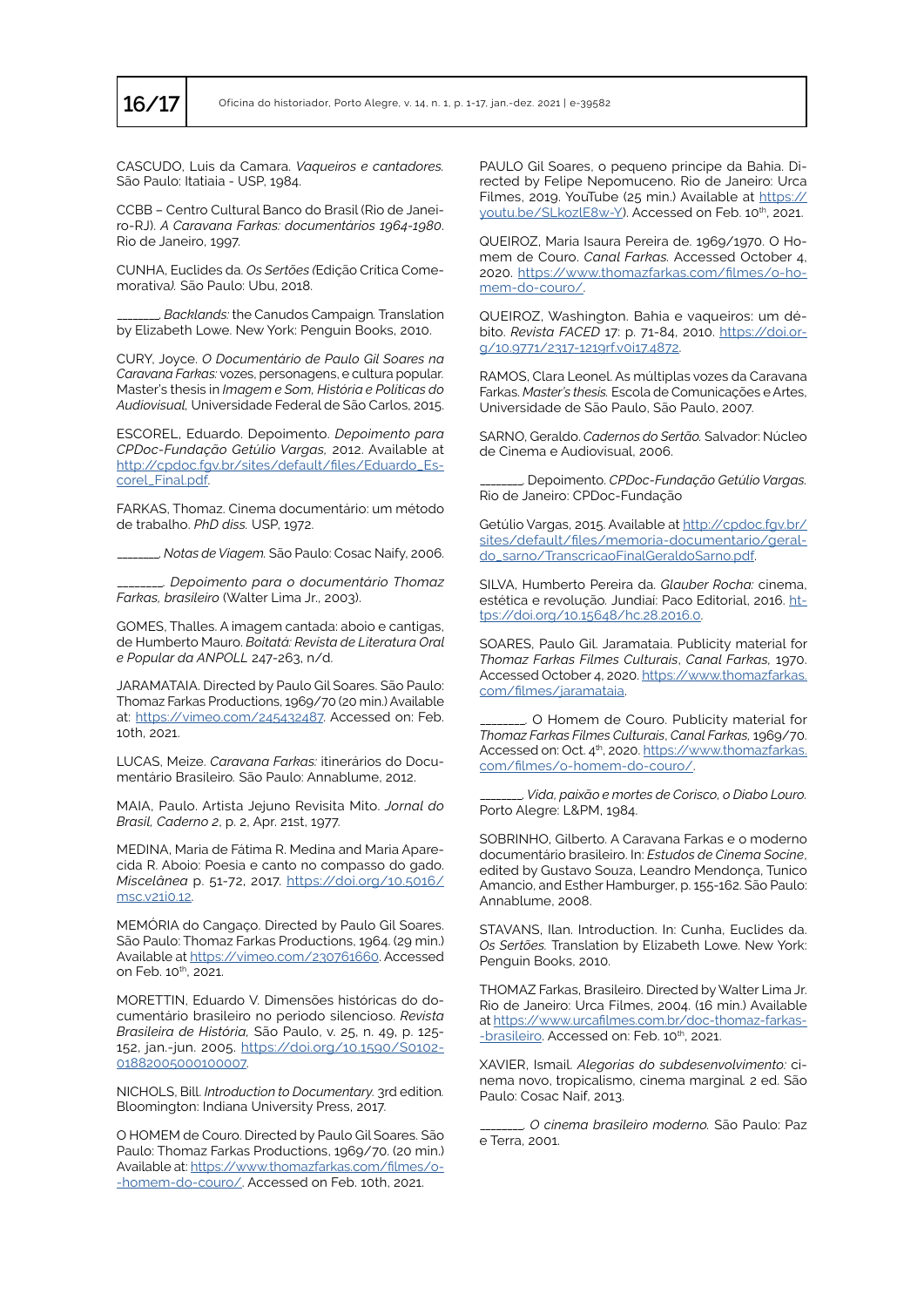CASCUDO, Luis da Camara. *Vaqueiros e cantadores.* São Paulo: Itatiaia - USP, 1984.

CCBB – Centro Cultural Banco do Brasil (Rio de Janeiro-RJ). *A Caravana Farkas: documentários 1964-1980*. Rio de Janeiro, 1997.

CUNHA, Euclides da. *Os Sertões (*Edição Crítica Comemorativa*).* São Paulo: Ubu, 2018.

______. *Backlands:* the Canudos Campaign. Translation by Elizabeth Lowe. New York: Penguin Books, 2010.

CURY, Joyce. *O Documentário de Paulo Gil Soares na Caravana Farkas:* vozes, personagens, e cultura popular. Master's thesis in *Imagem e Som, História e Políticas do Audiovisual,* Universidade Federal de São Carlos, 2015.

ESCOREL, Eduardo. Depoimento. *Depoimento para CPDoc-Fundação Getúlio Vargas,* 2012. Available at http://cpdoc.fgv.br/sites/default/files/Eduardo_Escorel_Final.pdf.

FARKAS, Thomaz. Cinema documentário: um método de trabalho. *PhD diss.* USP, 1972.

______. *Notas de Viagem.* São Paulo: Cosac Naify, 2006.

______. *Depoimento para o documentário Thomaz Farkas, brasileiro* (Walter Lima Jr., 2003).

GOMES, Thalles. A imagem cantada: aboio e cantigas, de Humberto Mauro. *Boitatá: Revista de Literatura Oral e Popular da ANPOLL* 247-263, n/d.

JARAMATAIA. Directed by Paulo Gil Soares. São Paulo: Thomaz Farkas Productions, 1969/70 (20 min.) Available at: https://vimeo.com/245432487. Accessed on: Feb. 10th, 2021.

LUCAS, Meize. *Caravana Farkas:* itinerários do Documentário Brasileiro. São Paulo: Annablume, 2012.

MAIA, Paulo. Artista Jejuno Revisita Mito. *Jornal do Brasil, Caderno 2*, p. 2, Apr. 21st, 1977.

MEDINA, Maria de Fátima R. Medina and Maria Aparecida R. Aboio: Poesia e canto no compasso do gado. *Miscelânea* p. 51-72, 2017. https://doi.org/10.5016/msc.v21i0.12.

MEMÓRIA do Cangaço. Directed by Paulo Gil Soares. São Paulo: Thomaz Farkas Productions, 1964. (29 min.) Available at https://vimeo.com/230761660. Accessed on Feb. 10th, 2021.

MORETTIN, Eduardo V. Dimensões históricas do documentário brasileiro no periodo silencioso. *Revista Brasileira de História,* São Paulo, v. 25, n. 49, p. 125-152, jan.-jun. 2005. https://doi.org/10.1590/S0102-01882005000100007.

NICHOLS, Bill. *Introduction to Documentary.* 3rd edition. Bloomington: Indiana University Press, 2017.

O HOMEM de Couro. Directed by Paulo Gil Soares. São Paulo: Thomaz Farkas Productions, 1969/70. (20 min.) Available at: https://www.thomazfarkas.com/filmes/o-homem-do-couro/. Accessed on Feb. 10th, 2021.

PAULO Gil Soares, o pequeno principe da Bahia. Directed by Felipe Nepomuceno. Rio de Janeiro: Urca Filmes, 2019. YouTube (25 min.) Available at https://youtu.be/SLkozlE8w-Y). Accessed on Feb. 10th, 2021.

QUEIROZ, Maria Isaura Pereira de. 1969/1970. O Homem de Couro. *Canal Farkas.* Accessed October 4, 2020. https://www.thomazfarkas.com/filmes/o-homem-do-couro/.

QUEIROZ, Washington. Bahia e vaqueiros: um débito. *Revista FACED* 17: p. 71-84, 2010. https://doi.org/10.9771/2317-1219rf.v0i17.4872.

RAMOS, Clara Leonel. As múltiplas vozes da Caravana Farkas. *Master's thesis.* Escola de Comunicações e Artes, Universidade de São Paulo, São Paulo, 2007.

SARNO, Geraldo. *Cadernos do Sertão.* Salvador: Núcleo de Cinema e Audiovisual, 2006.

______. Depoimento. *CPDoc-Fundação Getúlio Vargas.* Rio de Janeiro: CPDoc-Fundação

Getúlio Vargas, 2015. Available at http://cpdoc.fgv.br/sites/default/files/memoria-documentario/geraldo_sarno/TranscricaoFinalGeraldoSarno.pdf.

SILVA, Humberto Pereira da. *Glauber Rocha:* cinema, estética e revolução. Jundiaí: Paco Editorial, 2016. https://doi.org/10.15648/hc.28.2016.0.

SOARES, Paulo Gil. Jaramataia. Publicity material for *Thomaz Farkas Filmes Culturais*, *Canal Farkas,* 1970. Accessed October 4, 2020. https://www.thomazfarkas.com/filmes/jaramataia.

______. O Homem de Couro. Publicity material for *Thomaz Farkas Filmes Culturais*, *Canal Farkas,* 1969/70. Accessed on: Oct. 4th, 2020. https://www.thomazfarkas.com/filmes/o-homem-do-couro/.

______. *Vida, paixão e mortes de Corisco, o Diabo Louro.* Porto Alegre: L&PM, 1984.

SOBRINHO, Gilberto. A Caravana Farkas e o moderno documentário brasileiro. In: *Estudos de Cinema Socine*, edited by Gustavo Souza, Leandro Mendonça, Tunico Amancio, and Esther Hamburger, p. 155-162. São Paulo: Annablume, 2008.

STAVANS, Ilan. Introduction. In: Cunha, Euclides da. *Os Sertões.* Translation by Elizabeth Lowe. New York: Penguin Books, 2010.

THOMAZ Farkas, Brasileiro. Directed by Walter Lima Jr. Rio de Janeiro: Urca Filmes, 2004. (16 min.) Available at https://www.urcafilmes.com.br/doc-thomaz-farkas-brasileiro. Accessed on: Feb. 10th, 2021.

XAVIER, Ismail. *Alegorias do subdesenvolvimento:* cinema novo, tropicalismo, cinema marginal. 2 ed. São Paulo: Cosac Naif, 2013.

______. *O cinema brasileiro moderno.* São Paulo: Paz e Terra, 2001.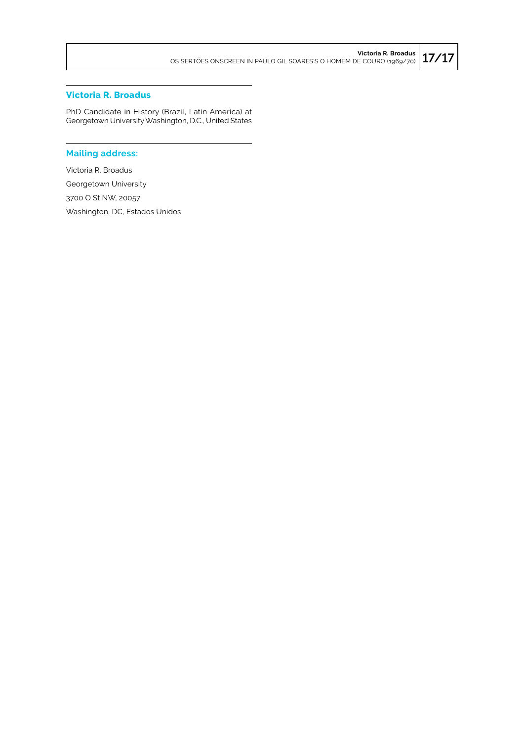## Victoria R. Broadus

PhD Candidate in History (Brazil, Latin America) at Georgetown University Washington, D.C., United States

## Mailing address:

Victoria R. Broadus

Georgetown University

3700 O St NW, 20057

Washington, DC, Estados Unidos